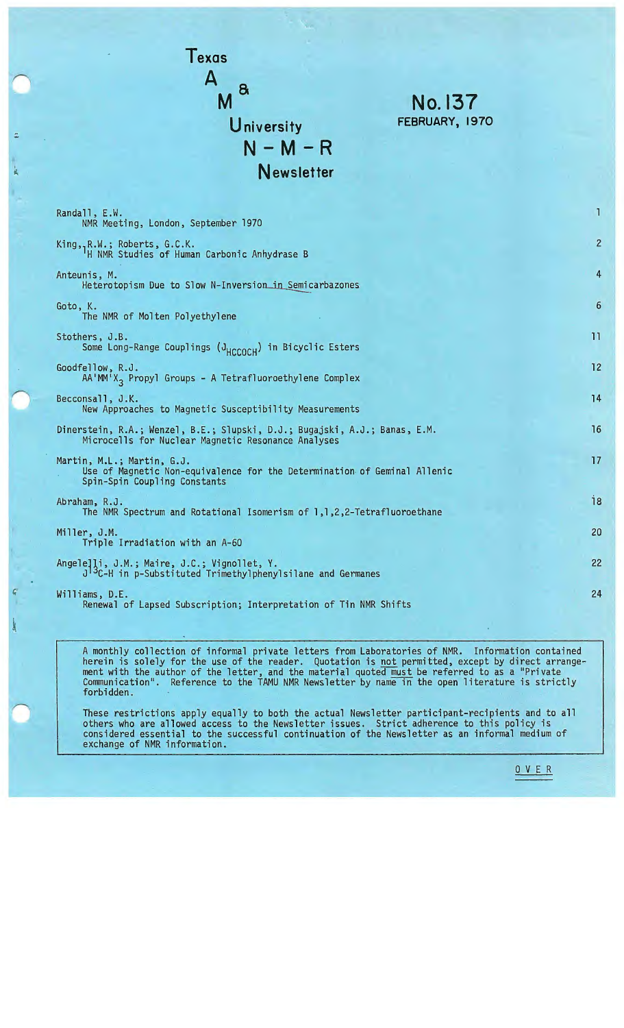# Texas A & M University N-M-R Newsletter

**No. 137**
**FEBRUARY, 1970**

| | |
|---|---|
| Randall, E.W.<br>NMR Meeting, London, September 1970 | 1 |
| King, R.W.; Roberts, G.C.K.<br>$^{1}H$ NMR Studies of Human Carbonic Anhydrase B | 2 |
| Anteunis, M.<br>Heterotopism Due to Slow N-Inversion in Semicarbazones | 4 |
| Goto, K.<br>The NMR of Molten Polyethylene | 6 |
| Stothers, J.B.<br>Some Long-Range Couplings ($J_{HCCOCH}$) in Bicyclic Esters | 11 |
| Goodfellow, R.J.<br>$AA'MM'X_3$ Propyl Groups - A Tetrafluoroethylene Complex | 12 |
| Becconsall, J.K.<br>New Approaches to Magnetic Susceptibility Measurements | 14 |
| Dinerstein, R.A.; Wenzel, B.E.; Slupski, D.J.; Bugajski, A.J.; Banas, E.M.<br>Microcells for Nuclear Magnetic Resonance Analyses | 16 |
| Martin, M.L.; Martin, G.J.<br>Use of Magnetic Non-equivalence for the Determination of Geminal Allenic Spin-Spin Coupling Constants | 17 |
| Abraham, R.J.<br>The NMR Spectrum and Rotational Isomerism of 1,1,2,2-Tetrafluoroethane | 18 |
| Miller, J.M.<br>Triple Irradiation with an A-60 | 20 |
| Angelelli, J.M.; Maire, J.C.; Vignollet, Y.<br>$J^{13}C$-H in p-Substituted Trimethylphenylsilane and Germanes | 22 |
| Williams, D.E.<br>Renewal of Lapsed Subscription; Interpretation of Tin NMR Shifts | 24 |

A monthly collection of informal private letters from Laboratories of NMR. Information contained herein is solely for the use of the reader. Quotation is not permitted, except by direct arrangement with the author of the letter, and the material quoted must be referred to as a "Private Communication". Reference to the TAMU NMR Newsletter by name in the open literature is strictly forbidden.

These restrictions apply equally to both the actual Newsletter participant-recipients and to all others who are allowed access to the Newsletter issues. Strict adherence to this policy is considered essential to the successful continuation of the Newsletter as an informal medium of exchange of NMR information.

OVER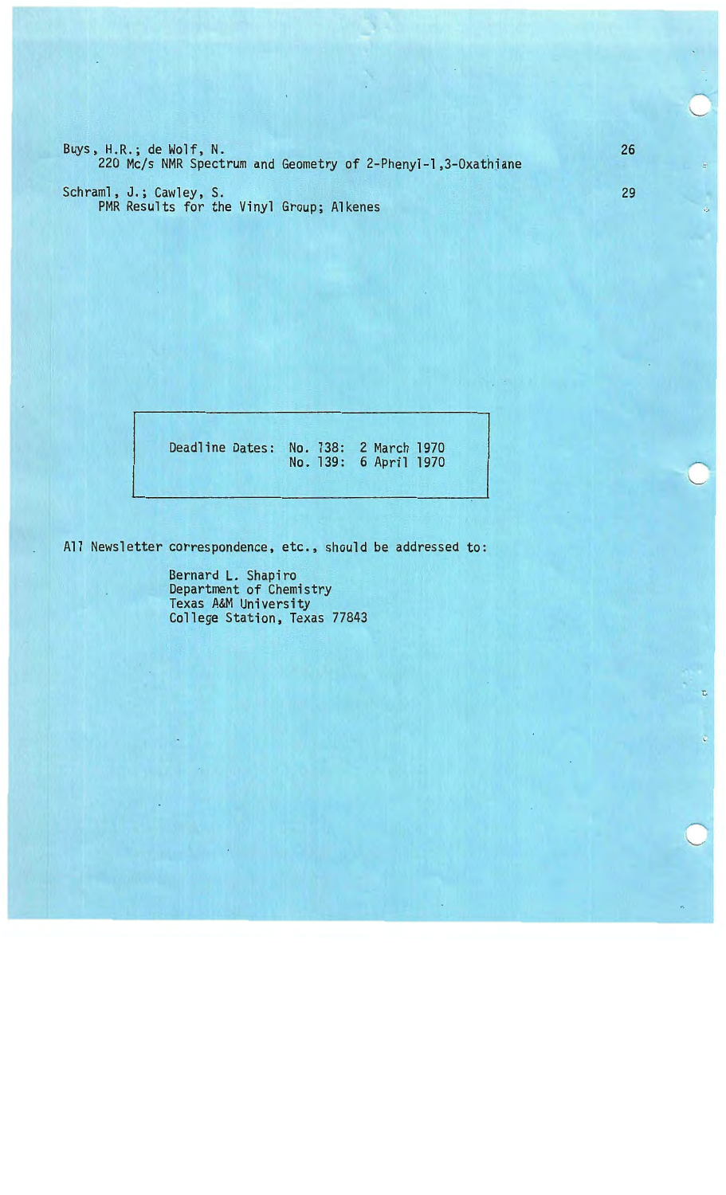Buys, H.R.; de Wolf, N.
220 Mc/s NMR Spectrum and Geometry of 2-Phenyl-1,3-Oxathiane 26

Schraml, J.; Cawley, S.
PMR Results for the Vinyl Group; Alkenes 29

| | |
|---|---|
| Deadline Dates: | No. 138: 2 March 1970 |
| | No. 139: 6 April 1970 |

All Newsletter correspondence, etc., should be addressed to:

Bernard L. Shapiro
Department of Chemistry
Texas A&M University
College Station, Texas 77843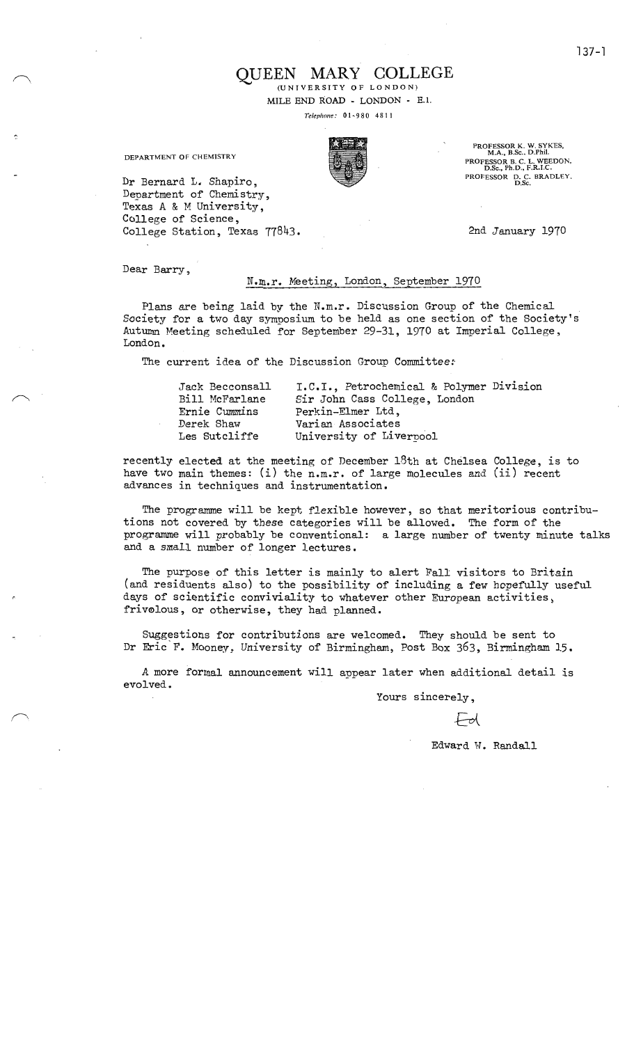# QUEEN MARY COLLEGE

(UNIVERSITY OF LONDON)

MILE END ROAD - LONDON - E.1.

*Telephone:* 01-980 4811

DEPARTMENT OF CHEMISTRY

PROFESSOR K. W. SYKES, M.A., B.Sc., D.Phil.
PROFESSOR B. C. L. WEEDON, D.Sc., Ph.D., F.R.I.C.
PROFESSOR D. C. BRADLEY, D.Sc.

Dr Bernard L. Shapiro,
Department of Chemistry,
Texas A & M University,
College of Science,
College Station, Texas 77843.

2nd January 1970

Dear Barry,

N.m.r. Meeting, London, September 1970

Plans are being laid by the N.m.r. Discussion Group of the Chemical Society for a two day symposium to be held as one section of the Society's Autumn Meeting scheduled for September 29-31, 1970 at Imperial College, London.

The current idea of the Discussion Group Committee:

| | |
|---|---|
| Jack Becconsall | I.C.I., Petrochemical & Polymer Division |
| Bill McFarlane | Sir John Cass College, London |
| Ernie Cummins | Perkin-Elmer Ltd, |
| Derek Shaw | Varian Associates |
| Les Sutcliffe | University of Liverpool |

recently elected at the meeting of December 18th at Chelsea College, is to have two main themes: (i) the n.m.r. of large molecules and (ii) recent advances in techniques and instrumentation.

The programme will be kept flexible however, so that meritorious contributions not covered by these categories will be allowed. The form of the programme will probably be conventional: a large number of twenty minute talks and a small number of longer lectures.

The purpose of this letter is mainly to alert Fall visitors to Britain (and residuents also) to the possibility of including a few hopefully useful days of scientific conviviality to whatever other European activities, frivolous, or otherwise, they had planned.

Suggestions for contributions are welcomed. They should be sent to Dr Eric F. Mooney, University of Birmingham, Post Box 363, Birmingham 15.

A more formal announcement will appear later when additional detail is evolved.

Yours sincerely,

Ed

Edward W. Randall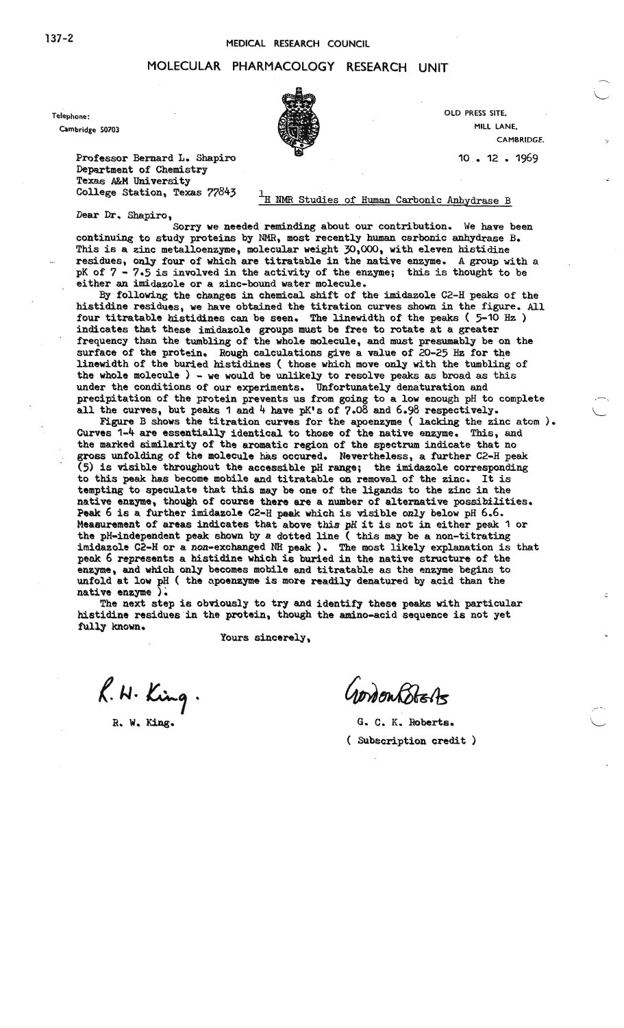137-2

MEDICAL RESEARCH COUNCIL

MOLECULAR PHARMACOLOGY RESEARCH UNIT

Telephone:
Cambridge 50703

OLD PRESS SITE,
MILL LANE,
CAMBRIDGE.

10 . 12 . 1969

Professor Bernard L. Shapiro
Department of Chemistry
Texas A&M University
College Station, Texas 77843

$^{1}$H NMR Studies of Human Carbonic Anhydrase B

Dear Dr. Shapiro,

Sorry we needed reminding about our contribution. We have been continuing to study proteins by NMR, most recently human carbonic anhydrase B. This is a zinc metalloenzyme, molecular weight 30,000, with eleven histidine residues, only four of which are titratable in the native enzyme. A group with a pK of 7 - 7.5 is involved in the activity of the enzyme; this is thought to be either an imidazole or a zinc-bound water molecule.

By following the changes in chemical shift of the imidazole C2-H peaks of the histidine residues, we have obtained the titration curves shown in the figure. All four titratable histidines can be seen. The linewidth of the peaks ( 5-10 Hz ) indicates that these imidazole groups must be free to rotate at a greater frequency than the tumbling of the whole molecule, and must presumably be on the surface of the protein. Rough calculations give a value of 20-25 Hz for the linewidth of the buried histidines ( those which move only with the tumbling of the whole molecule ) - we would be unlikely to resolve peaks as broad as this under the conditions of our experiments. Unfortunately denaturation and precipitation of the protein prevents us from going to a low enough pH to complete all the curves, but peaks 1 and 4 have pK's of 7.08 and 6.98 respectively.

Figure B shows the titration curves for the apoenzyme ( lacking the zinc atom ). Curves 1-4 are essentially identical to those of the native enzyme. This, and the marked similarity of the aromatic region of the spectrum indicate that no gross unfolding of the molecule has occured. Nevertheless, a further C2-H peak (5) is visible throughout the accessible pH range; the imidazole corresponding to this peak has become mobile and titratable on removal of the zinc. It is tempting to speculate that this may be one of the ligands to the zinc in the native enzyme, though of course there are a number of alternative possibilities. Peak 6 is a further imidazole C2-H peak which is visible only below pH 6.6. Measurement of areas indicates that above this pH it is not in either peak 1 or the pH-independent peak shown by a dotted line ( this may be a non-titrating imidazole C2-H or a non-exchanged NH peak ). The most likely explanation is that peak 6 represents a histidine which is buried in the native structure of the enzyme, and which only becomes mobile and titratable as the enzyme begins to unfold at low pH ( the apoenzyme is more readily denatured by acid than the native enzyme ).

The next step is obviously to try and identify these peaks with particular histidine residues in the protein, though the amino-acid sequence is not yet fully known.

Yours sincerely,

R. W. King.

G. C. K. Roberts.
( Subscription credit )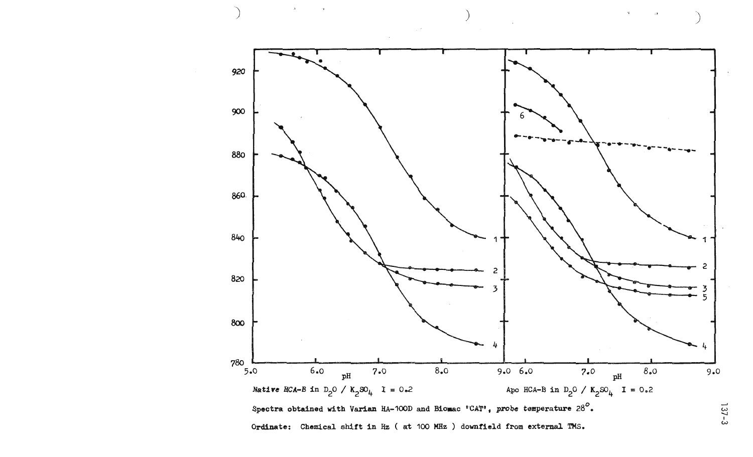920

900

880

860

840

820

800

780

5.0 6.0 7.0 8.0 9.0

pH

1

2

3

4

6

1

2

3

5

4

6.0 7.0 8.0 9.0

pH

*Native* HCA-B in $D_2O$ / $K_2SO_4$ I = 0.2

Apo HCA-B in $D_2O$ / $K_2SO_4$ I = 0.2

Spectra obtained with Varian HA-100D and Biomac 'CAT', *probe* temperature 28°.

Ordinate: Chemical shift in Hz ( at 100 MHz ) downfield from external TMS.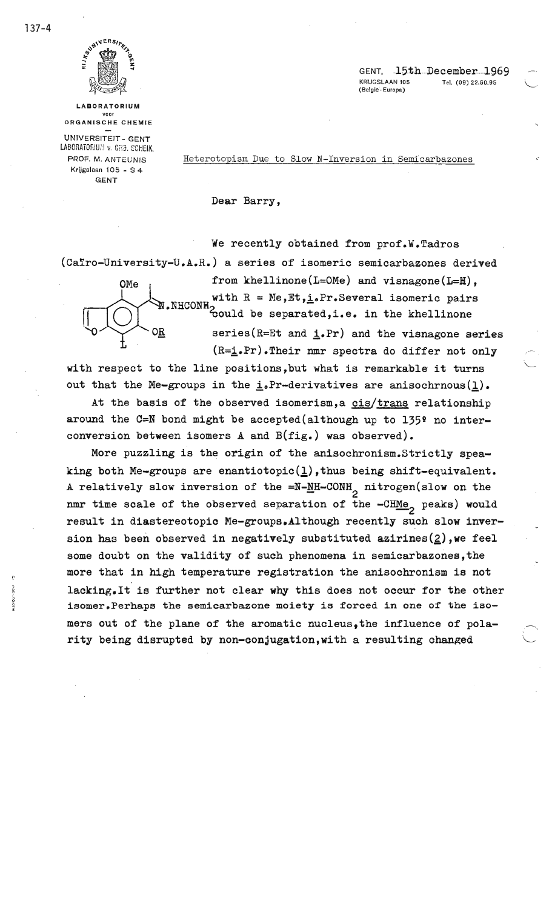LABORATORIUM voor ORGANISCHE CHEMIE

UNIVERSITEIT - GENT
LABORATORIUM v. ORG. SCHEIK.
PROF. M. ANTEUNIS
Krijgslaan 105 - S 4
GENT

GENT, 15th December 1969
KRIJGSLAAN 105 Tel. (09) 22.60.95
(België - Europa)

Heterotopism Due to Slow N-Inversion in Semicarbazones

Dear Barry,

We recently obtained from prof.W.Tadros (Cairo-University-U.A.R.) a series of isomeric semicarbazones derived from khellinone(L=OMe) and visnagone(L=H), with R = Me,Et,i.Pr. Several isomeric pairs could be separated, i.e. in the khellinone series(R=Et and i.Pr) and the visnagone series (R=i.Pr). Their nmr spectra do differ not only with respect to the line positions, but what is remarkable it turns out that the Me-groups in the i.Pr-derivatives are anisochrnous(1).

OMe
N.NHCONH$_2$
OR
L

At the basis of the observed isomerism, a *cis/trans* relationship around the C=N bond might be accepted(although up to 135° no interconversion between isomers A and B(fig.) was observed).

More puzzling is the origin of the anisochronism. Strictly speaking both Me-groups are enantiotopic(1), thus being shift-equivalent. A relatively slow inversion of the =N-NH-CONH$_2$ nitrogen(slow on the nmr time scale of the observed separation of the -CHMe$_2$ peaks) would result in diastereotopic Me-groups. Although recently such slow inversion has been observed in negatively substituted azirines(2), we feel some doubt on the validity of such phenomena in semicarbazones, the more that in high temperature registration the anisochronism is not lacking. It is further not clear why this does not occur for the other isomer. Perhaps the semicarbazone moiety is forced in one of the isomers out of the plane of the aromatic nucleus, the influence of polarity being disrupted by non-conjugation, with a resulting changed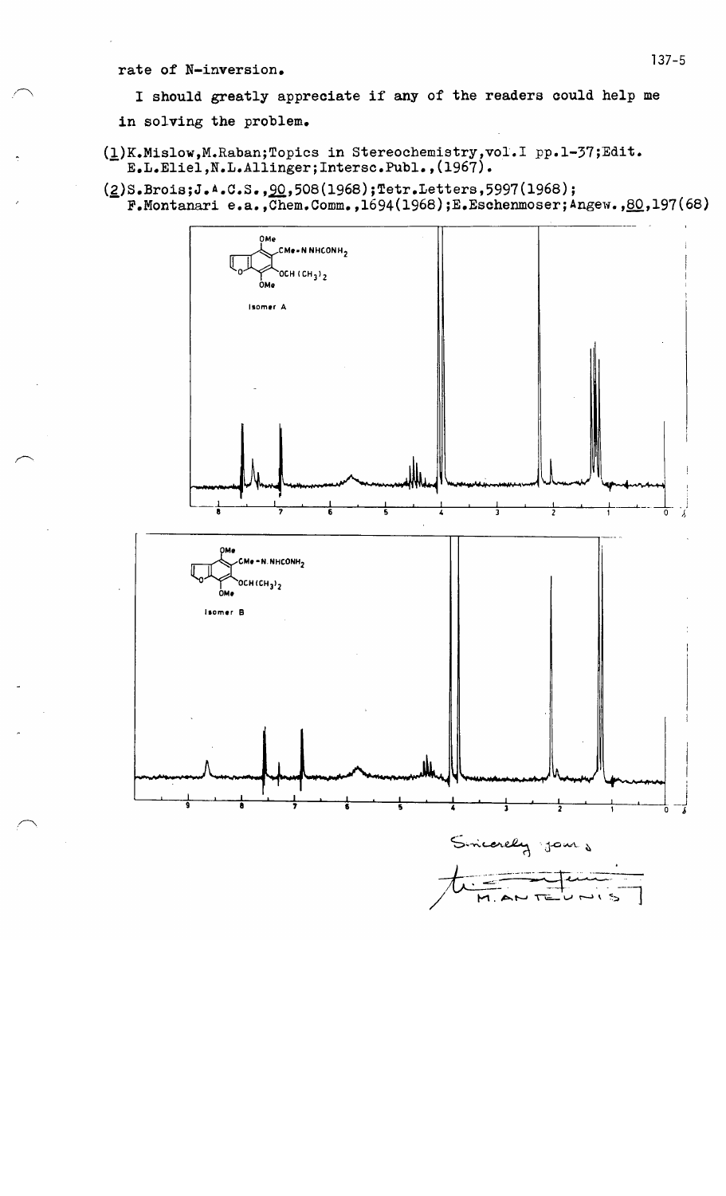rate of N-inversion.

I should greatly appreciate if any of the readers could help me in solving the problem.

(1) K.Mislow, M.Raban; Topics in Stereochemistry, vol. I pp.1-37; Edit. E.L.Eliel, N.L.Allinger; Intersc. Publ., (1967).

(2) S.Brois; J.A.C.S., 90, 508 (1968); Tetr. Letters, 5997 (1968); F.Montanari e.a., Chem. Comm., 1694 (1968); E.Eschenmoser; Angew., 80, 197 (68)

OMe

CMe=N NHCONH$_2$

OCH(CH$_3$)$_2$

OMe

Isomer A

8 7 6 5 4 3 2 1 0 δ

OMe

CMe=N.NHCONH$_2$

OCH(CH$_3$)$_2$

OMe

Isomer B

9 8 7 6 5 4 3 2 1 0 δ

Sincerely yours

M. ANTEUNIS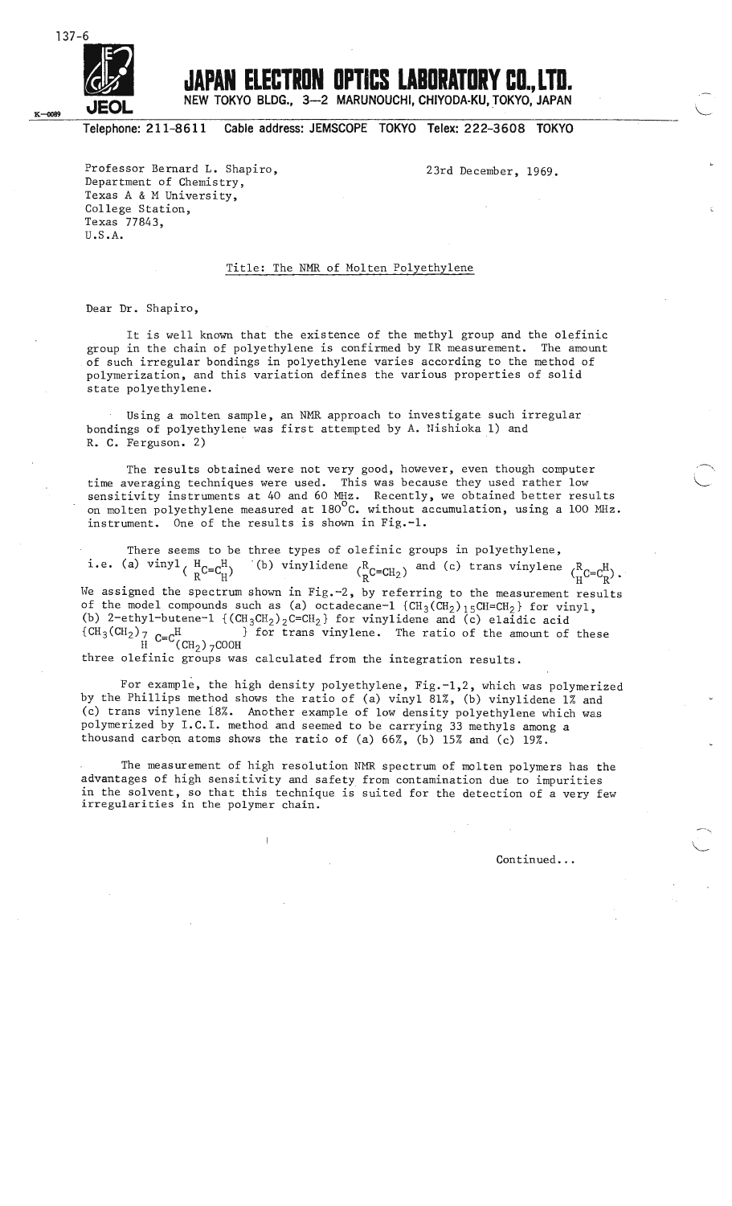137-6

# JAPAN ELECTRON OPTICS LABORATORY CO., LTD.

JEOL

NEW TOKYO BLDG., 3—2 MARUNOUCHI, CHIYODA-KU, TOKYO, JAPAN

K—0089

Telephone: 211-8611   Cable address: JEMSCOPE TOKYO   Telex: 222-3608 TOKYO

Professor Bernard L. Shapiro,
Department of Chemistry,
Texas A & M University,
College Station,
Texas 77843,
U.S.A.

23rd December, 1969.

Title: The NMR of Molten Polyethylene

Dear Dr. Shapiro,

It is well known that the existence of the methyl group and the olefinic group in the chain of polyethylene is confirmed by IR measurement. The amount of such irregular bondings in polyethylene varies according to the method of polymerization, and this variation defines the various properties of solid state polyethylene.

Using a molten sample, an NMR approach to investigate such irregular bondings of polyethylene was first attempted by A. Nishioka 1) and R. C. Ferguson. 2)

The results obtained were not very good, however, even though computer time averaging techniques were used. This was because they used rather low sensitivity instruments at 40 and 60 MHz. Recently, we obtained better results on molten polyethylene measured at 180°C. without accumulation, using a 100 MHz. instrument. One of the results is shown in Fig.-1.

There seems to be three types of olefinic groups in polyethylene, i.e. (a) vinyl $\left(\begin{smallmatrix}H\\R\end{smallmatrix}C{=}C\begin{smallmatrix}H\\H\end{smallmatrix}\right)$ (b) vinylidene $\left(\begin{smallmatrix}R\\R\end{smallmatrix}C{=}CH_2\right)$ and (c) trans vinylene $\left(\begin{smallmatrix}R\\H\end{smallmatrix}C{=}C\begin{smallmatrix}H\\R\end{smallmatrix}\right)$. We assigned the spectrum shown in Fig.-2, by referring to the measurement results of the model compounds such as (a) octadecane-1 $\{CH_3(CH_2)_{15}CH{=}CH_2\}$ for vinyl, (b) 2-ethyl-butene-1 $\{(CH_3CH_2)_2C{=}CH_2\}$ for vinylidene and (c) elaidic acid $\left\{\begin{smallmatrix}CH_3(CH_2)_7\\H\end{smallmatrix}C{=}C\begin{smallmatrix}H\\(CH_2)_7COOH\end{smallmatrix}\right\}$ for trans vinylene. The ratio of the amount of these three olefinic groups was calculated from the integration results.

For example, the high density polyethylene, Fig.-1,2, which was polymerized by the Phillips method shows the ratio of (a) vinyl 81%, (b) vinylidene 1% and (c) trans vinylene 18%. Another example of low density polyethylene which was polymerized by I.C.I. method and seemed to be carrying 33 methyls among a thousand carbon atoms shows the ratio of (a) 66%, (b) 15% and (c) 19%.

The measurement of high resolution NMR spectrum of molten polymers has the advantages of high sensitivity and safety from contamination due to impurities in the solvent, so that this technique is suited for the detection of a very few irregularities in the polymer chain.

Continued...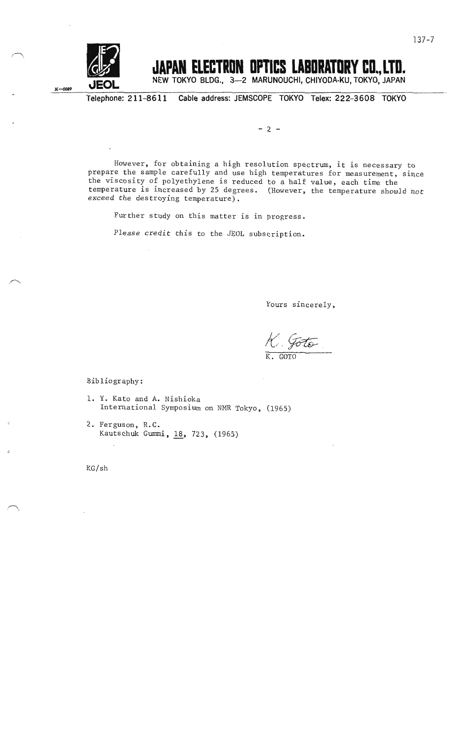**JAPAN ELECTRON OPTICS LABORATORY CO., LTD.**
NEW TOKYO BLDG., 3—2 MARUNOUCHI, CHIYODA-KU, TOKYO, JAPAN

JEOL

Telephone: 211-8611 Cable address: JEMSCOPE TOKYO Telex: 222-3608 TOKYO

- 2 -

However, for obtaining a high resolution spectrum, it is necessary to prepare the sample carefully and use high temperatures for measurement, since the viscosity of polyethylene is reduced to a half value, each time the temperature is increased by 25 degrees. (However, the temperature should not exceed the destroying temperature).

Further study on this matter is in progress.

Please credit this to the JEOL subscription.

Yours sincerely,

K. Goto

K. GOTO

Bibliography:

1. Y. Kato and A. Nishioka
   International Symposium on NMR Tokyo, (1965)
2. Ferguson, R.C.
   Kautschuk Gummi, 18, 723, (1965)

KG/sh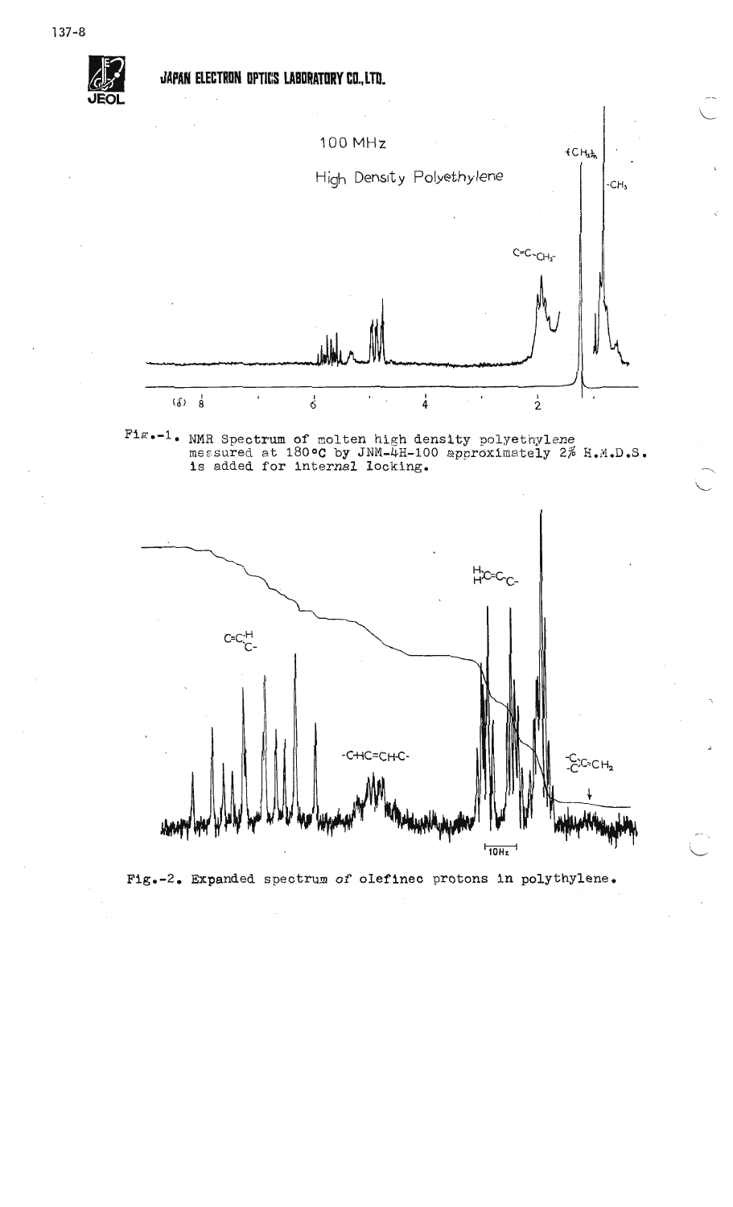**JAPAN ELECTRON OPTICS LABORATORY CO., LTD.**

Fig.-1. NMR Spectrum of molten high density polyethylene measured at 180°C by JNM-4H-100 approximately 2% H.M.D.S. is added for internal locking.

Fig.-2. Expanded spectrum of olefinec protons in polythylene.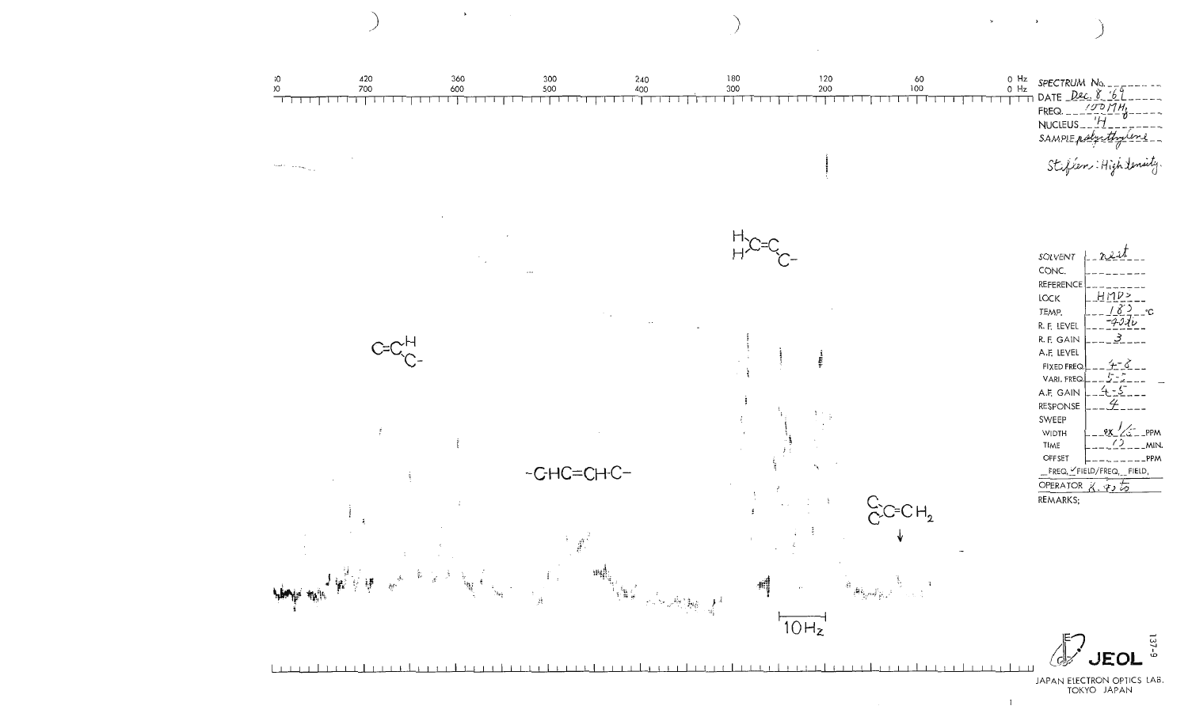:0 420 360 300 240 180 120 60 0 Hz

)0 700 600 500 400 300 200 100 0 Hz

SPECTRUM No. ______

DATE Dec. 8 '69

FREQ. 100 MHz

NUCLEUS $^1H$

SAMPLE polyethylene

Stiflen: High density

$H_2C{=}C\langle C-$

$C{=}C\langle^{H}_{C-}$

-CHC=CH-C-

$\rangle C{=}CH_2$

10Hz

| | |
|---|---|
| SOLVENT | neat |
| CONC. | |
| REFERENCE | |
| LOCK | HMDS |
| TEMP. | 185 °C |
| R.F. LEVEL | -40db |
| R.F. GAIN | 3 |
| A.F. LEVEL | |
| FIXED FREQ. | 4-8 |
| VARI. FREQ. | 5-5 |
| A.F. GAIN | 4-5 |
| RESPONSE | 4 |
| SWEEP WIDTH | 8X 1/5 PPM |
| TIME | 10 MIN. |
| OFFSET | PPM |
| FREQ. ✓FIELD/FREQ. FIELD | |
| OPERATOR | K. Kato |
| REMARKS; | |

137-9

JEOL

JAPAN ELECTRON OPTICS LAB. TOKYO JAPAN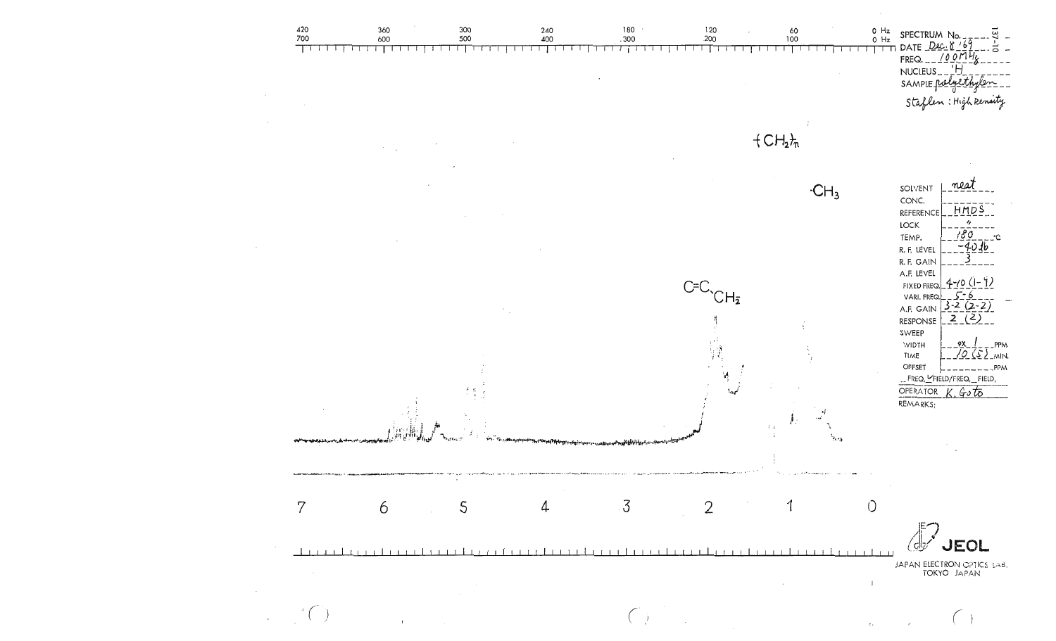420 360 300 240 180 120 60 0 Hz
700 600 500 400 300 200 100 0 Hz

SPECTRUM No. 137-10
DATE Dec. 8 '69
FREQ. 100MHz
NUCLEUS $^1H$
SAMPLE polyethylene
Staflen : High Density

$\text{-(}CH_2\text{)}_n$

$\cdot CH_3$

$C{=}C\text{-}CH_2$

| | |
|---|---|
| SOLVENT | neat |
| CONC. | |
| REFERENCE | HMDS |
| LOCK | " |
| TEMP. | 180 °C |
| R. F. LEVEL | -40db |
| R. F. GAIN | 3 |
| A.F. LEVEL | |
| FIXED FREQ. | 4-10 (1-4) |
| VARI. FREQ. | 5-6 |
| A.F. GAIN | 3-2 (2-2) |
| RESPONSE | 2 (2) |
| SWEEP WIDTH | 9X 1 PPM |
| TIME | 10 (5) MIN. |
| OFFSET | PPM |
| FREQ. ✓FIELD/FREQ. FIELD | |
| OPERATOR | K. Goto |
| REMARKS: | |

7 6 5 4 3 2 1 0

JEOL
JAPAN ELECTRON OPTICS LAB.
TOKYO JAPAN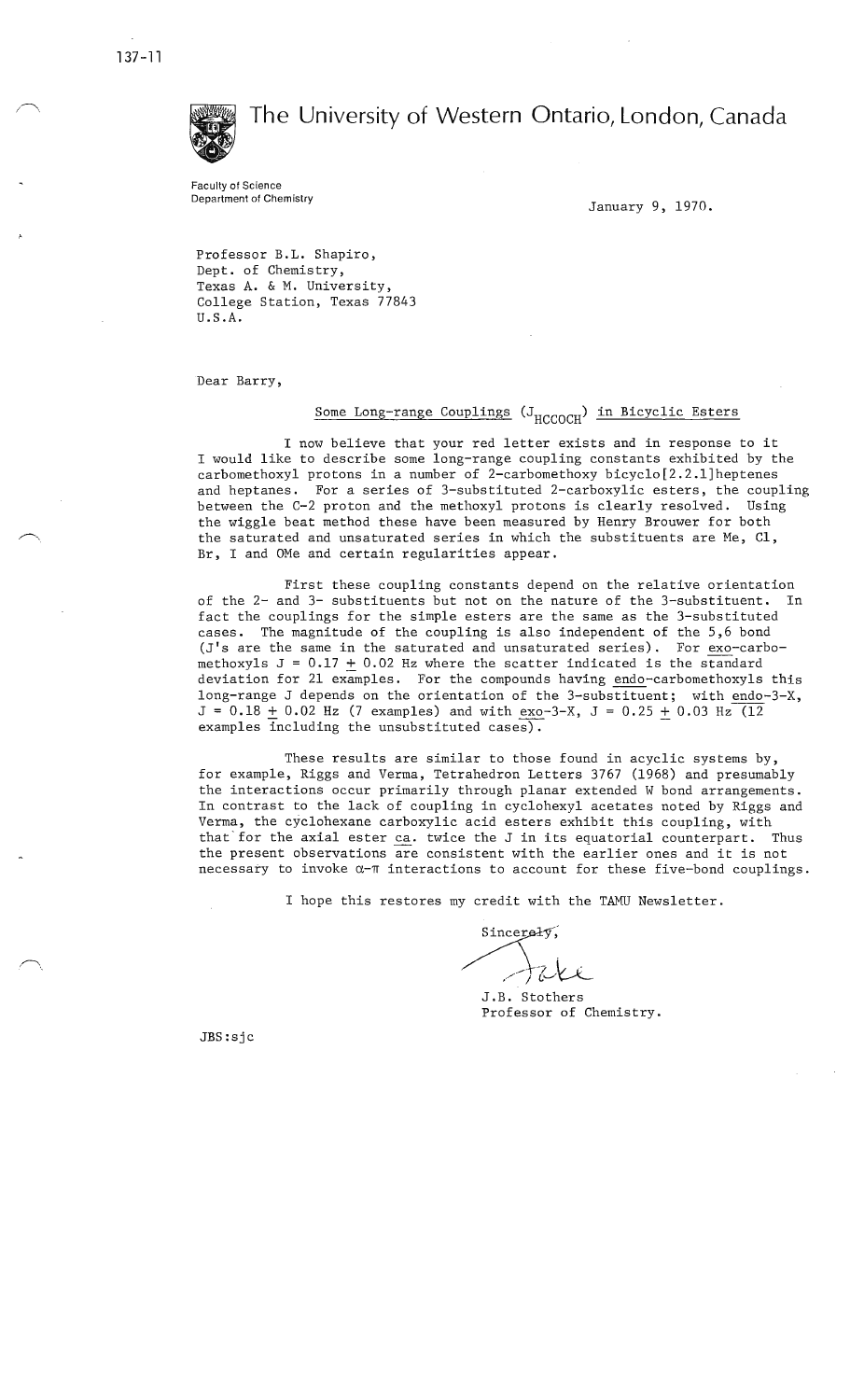The University of Western Ontario, London, Canada

Faculty of Science
Department of Chemistry

January 9, 1970.

Professor B.L. Shapiro,
Dept. of Chemistry,
Texas A. & M. University,
College Station, Texas 77843
U.S.A.

Dear Barry,

## Some Long-range Couplings ($J_{HCCOCH}$) in Bicyclic Esters

I now believe that your red letter exists and in response to it I would like to describe some long-range coupling constants exhibited by the carbomethoxyl protons in a number of 2-carbomethoxy bicyclo[2.2.1]heptenes and heptanes. For a series of 3-substituted 2-carboxylic esters, the coupling between the C-2 proton and the methoxyl protons is clearly resolved. Using the wiggle beat method these have been measured by Henry Brouwer for both the saturated and unsaturated series in which the substituents are Me, Cl, Br, I and OMe and certain regularities appear.

First these coupling constants depend on the relative orientation of the 2- and 3- substituents but not on the nature of the 3-substituent. In fact the couplings for the simple esters are the same as the 3-substituted cases. The magnitude of the coupling is also independent of the 5,6 bond (J's are the same in the saturated and unsaturated series). For _exo_-carbomethoxyls $J = 0.17 \pm 0.02$ Hz where the scatter indicated is the standard deviation for 21 examples. For the compounds having _endo_-carbomethoxyls this long-range J depends on the orientation of the 3-substituent; with _endo_-3-X, $J = 0.18 \pm 0.02$ Hz (7 examples) and with _exo_-3-X, $J = 0.25 \pm 0.03$ Hz (12 examples including the unsubstituted cases).

These results are similar to those found in acyclic systems by, for example, Riggs and Verma, Tetrahedron Letters 3767 (1968) and presumably the interactions occur primarily through planar extended W bond arrangements. In contrast to the lack of coupling in cyclohexyl acetates noted by Riggs and Verma, the cyclohexane carboxylic acid esters exhibit this coupling, with that for the axial ester _ca._ twice the J in its equatorial counterpart. Thus the present observations are consistent with the earlier ones and it is not necessary to invoke $\alpha$-$\pi$ interactions to account for these five-bond couplings.

I hope this restores my credit with the TAMU Newsletter.

Sincerely,

Jake

J.B. Stothers
Professor of Chemistry.

JBS:sjc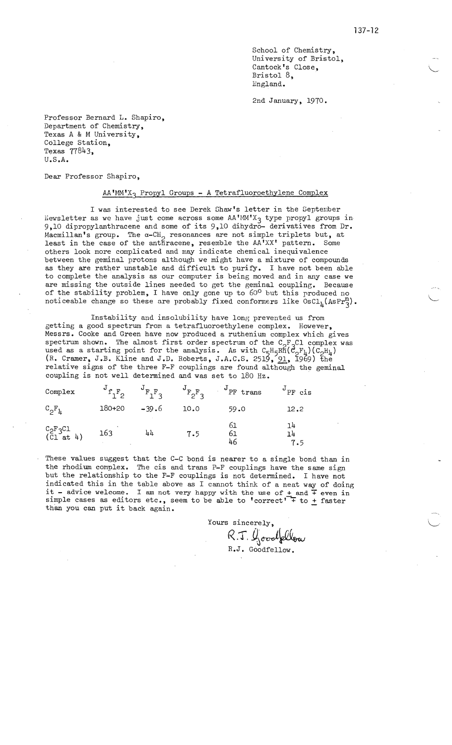School of Chemistry,
University of Bristol,
Cantock's Close,
Bristol 8,
England.

2nd January, 1970.

Professor Bernard L. Shapiro,
Department of Chemistry,
Texas A & M University,
College Station,
Texas 77843,
U.S.A.

Dear Professor Shapiro,

## $AA'MM'X_3$ Propyl Groups - A Tetrafluoroethylene Complex

I was interested to see Derek Shaw's letter in the September Newsletter as we have just come across some $AA'MM'X_3$ type propyl groups in 9,10 dipropylanthracene and some of its 9,10 dihydro- derivatives from Dr. Macmillan's group. The $\alpha$-$CH_2$ resonances are not simple triplets but, at least in the case of the anthracene, resemble the AA'XX' pattern. Some others look more complicated and may indicate chemical inequivalence between the geminal protons although we might have a mixture of compounds as they are rather unstable and difficult to purify. I have not been able to complete the analysis as our computer is being moved and in any case we are missing the outside lines needed to get the geminal coupling. Because of the stability problem, I have only gone up to 60° but this produced no noticeable change so these are probably fixed conformers like $OsCl_4(AsPr^n_3)$.

Instability and insolubility have long prevented us from getting a good spectrum from a tetrafluoroethylene complex. However, Messrs. Cooke and Green have now produced a ruthenium complex which gives spectrum shown. The almost first order spectrum of the $C_2F_3Cl$ complex was used as a starting point for the analysis. As with $C_5H_5Rh(C_2F_4)(C_2H_4)$ (R. Cramer, J.B. Kline and J.D. Roberts, J.A.C.S. 2519, 91, 1969) the relative signs of the three F-F couplings are found although the geminal coupling is not well determined and was set to 180 Hz.

| Complex | $J_{F_1F_2}$ | $J_{F_1F_3}$ | $J_{F_2F_3}$ | $J_{PF}$ trans | $J_{PF}$ cis |
|---|---|---|---|---|---|
| $C_2F_4$ | 180+20 | -39.6 | 10.0 | 59.0 | 12.2 |
| $C_2F_3Cl$ (Cl at 4) | 163 | 44 | 7.5 | 61<br>61<br>46 | 14<br>14<br>7.5 |

These values suggest that the C-C bond is nearer to a single bond than in the rhodium complex. The cis and trans P-F couplings have the same sign but the relationship to the F-F couplings is not determined. I have not indicated this in the table above as I cannot think of a neat way of doing it - advice welcome. I am not very happy with the use of $\pm$ and $\mp$ even in simple cases as editors etc., seem to be able to 'correct' $\mp$ to $\pm$ faster than you can put it back again.

Yours sincerely,

R.J. Goodfellow

R.J. Goodfellow.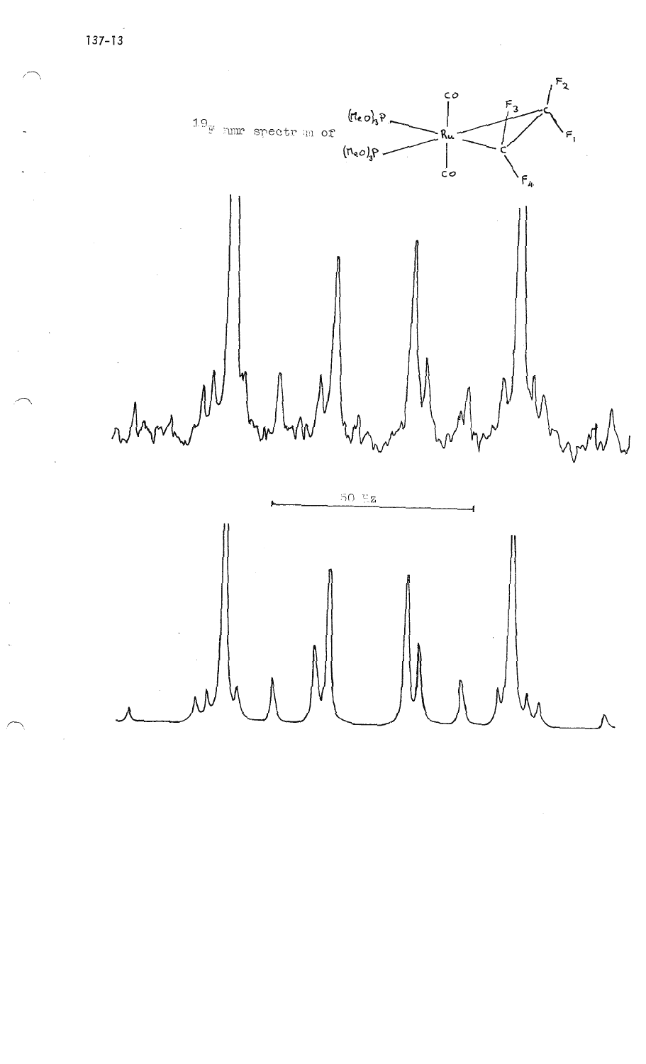$^{19}F$ nmr spectrum of

CO
$(MeO)_3P$
$(MeO)_3P$
Ru
CO
$F_2$
$F_3$
$F_1$
$F_4$

50 Hz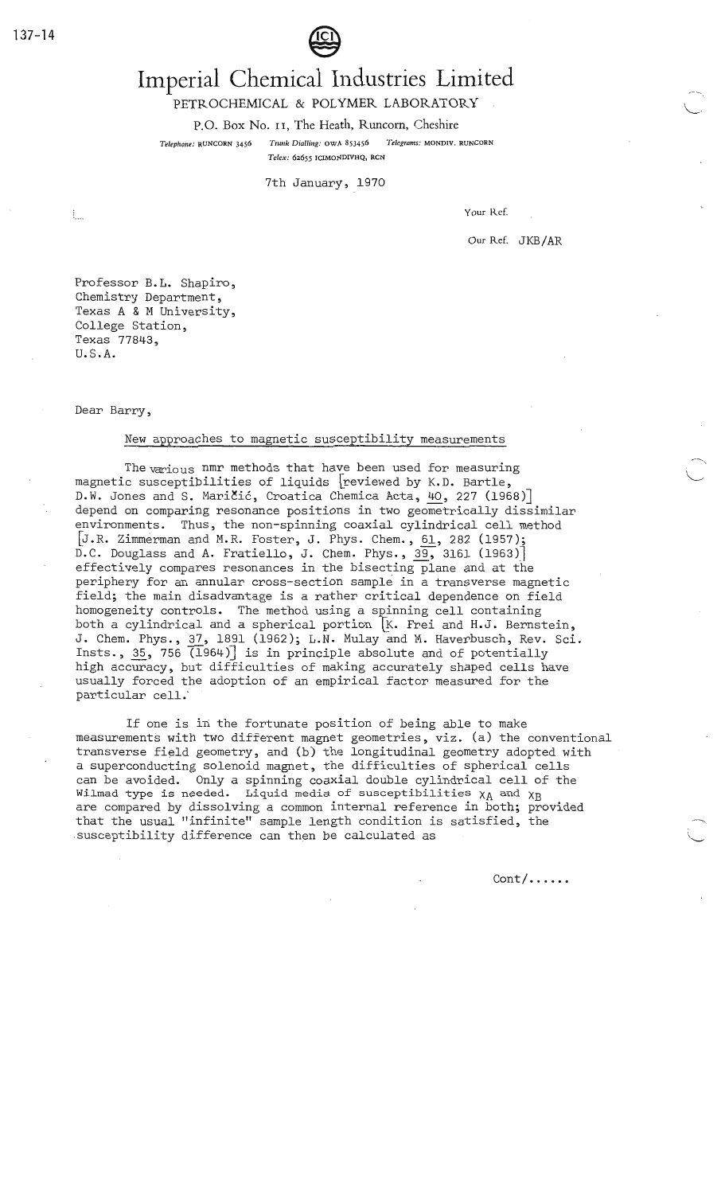137-14

# Imperial Chemical Industries Limited

PETROCHEMICAL & POLYMER LABORATORY

P.O. Box No. 11, The Heath, Runcorn, Cheshire

*Telephone:* RUNCORN 3456   *Trunk Dialling:* OWA 853456   *Telegrams:* MONDIV. RUNCORN

*Telex:* 62655 ICIMONDIVHQ, RCN

7th January, 1970

Your Ref.

Our Ref. JKB/AR

Professor B.L. Shapiro,
Chemistry Department,
Texas A & M University,
College Station,
Texas 77843,
U.S.A.

Dear Barry,

New approaches to magnetic susceptibility measurements

The various nmr methods that have been used for measuring magnetic susceptibilities of liquids [reviewed by K.D. Bartle, D.W. Jones and S. Maričić, Croatica Chemica Acta, 40, 227 (1968)] depend on comparing resonance positions in two geometrically dissimilar environments. Thus, the non-spinning coaxial cylindrical cell method [J.R. Zimmerman and M.R. Foster, J. Phys. Chem., 61, 282 (1957); D.C. Douglass and A. Fratiello, J. Chem. Phys., 39, 3161 (1963)] effectively compares resonances in the bisecting plane and at the periphery for an annular cross-section sample in a transverse magnetic field; the main disadvantage is a rather critical dependence on field homogeneity controls. The method using a spinning cell containing both a cylindrical and a spherical portion [K. Frei and H.J. Bernstein, J. Chem. Phys., 37, 1891 (1962); L.N. Mulay and M. Haverbusch, Rev. Sci. Insts., 35, 756 (1964)] is in principle absolute and of potentially high accuracy, but difficulties of making accurately shaped cells have usually forced the adoption of an empirical factor measured for the particular cell.

If one is in the fortunate position of being able to make measurements with two different magnet geometries, viz. (a) the conventional transverse field geometry, and (b) the longitudinal geometry adopted with a superconducting solenoid magnet, the difficulties of spherical cells can be avoided. Only a spinning coaxial double cylindrical cell of the Wilmad type is needed. Liquid media of susceptibilities $\chi_A$ and $\chi_B$ are compared by dissolving a common internal reference in both; provided that the usual "infinite" sample length condition is satisfied, the susceptibility difference can then be calculated as

Cont/......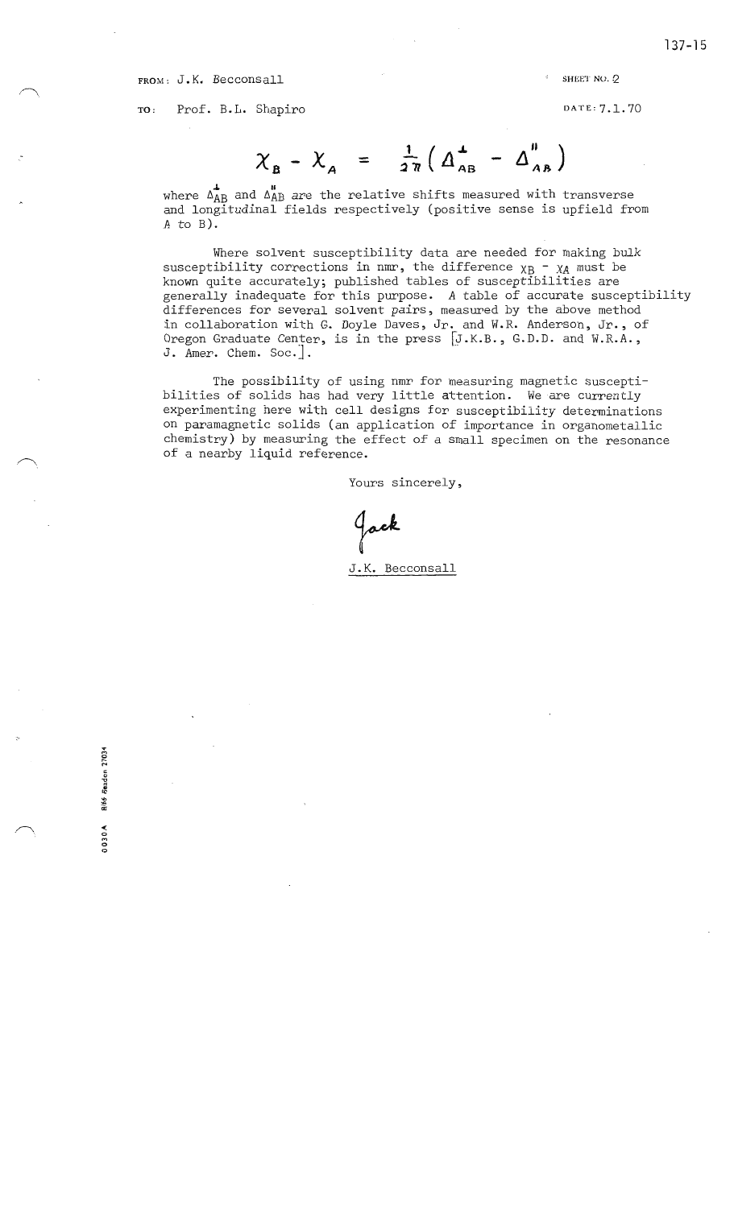FROM: J.K. Becconsall

TO: Prof. B.L. Shapiro

SHEET NO. 2

DATE: 7.1.70

$$\chi_B - \chi_A = \frac{1}{2\pi}\left(\Delta^{\perp}_{AB} - \Delta^{\parallel}_{AB}\right)$$

where $\Delta^{\perp}_{AB}$ and $\Delta^{\parallel}_{AB}$ are the relative shifts measured with transverse and longitudinal fields respectively (positive sense is upfield from A to B).

Where solvent susceptibility data are needed for making bulk susceptibility corrections in nmr, the difference $\chi_B - \chi_A$ must be known quite accurately; published tables of susceptibilities are generally inadequate for this purpose. A table of accurate susceptibility differences for several solvent pairs, measured by the above method in collaboration with G. Doyle Daves, Jr. and W.R. Anderson, Jr., of Oregon Graduate Center, is in the press [J.K.B., G.D.D. and W.R.A., J. Amer. Chem. Soc.].

The possibility of using nmr for measuring magnetic susceptibilities of solids has had very little attention. We are currently experimenting here with cell designs for susceptibility determinations on paramagnetic solids (an application of importance in organometallic chemistry) by measuring the effect of a small specimen on the resonance of a nearby liquid reference.

Yours sincerely,

Jack

J.K. Becconsall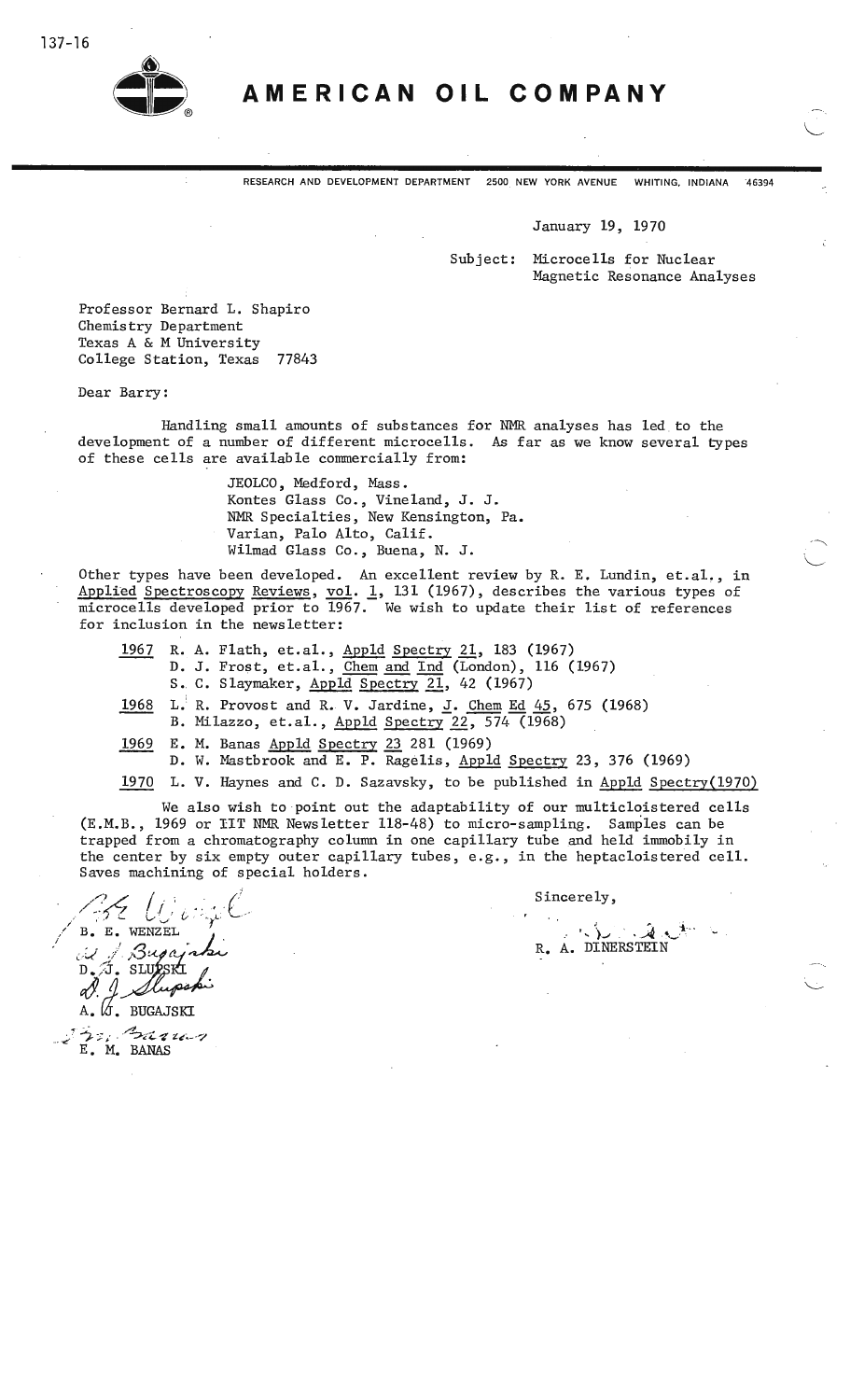137-16

# AMERICAN OIL COMPANY

RESEARCH AND DEVELOPMENT DEPARTMENT 2500 NEW YORK AVENUE WHITING, INDIANA 46394

January 19, 1970

Subject: Microcells for Nuclear Magnetic Resonance Analyses

Professor Bernard L. Shapiro
Chemistry Department
Texas A & M University
College Station, Texas 77843

Dear Barry:

Handling small amounts of substances for NMR analyses has led to the development of a number of different microcells. As far as we know several types of these cells are available commercially from:

JEOLCO, Medford, Mass.
Kontes Glass Co., Vineland, J. J.
NMR Specialties, New Kensington, Pa.
Varian, Palo Alto, Calif.
Wilmad Glass Co., Buena, N. J.

Other types have been developed. An excellent review by R. E. Lundin, et.al., in Applied Spectroscopy Reviews, vol. 1, 131 (1967), describes the various types of microcells developed prior to 1967. We wish to update their list of references for inclusion in the newsletter:

1967 R. A. Flath, et.al., Appld Spectry 21, 183 (1967)
D. J. Frost, et.al., Chem and Ind (London), 116 (1967)
S. C. Slaymaker, Appld Spectry 21, 42 (1967)

1968 L. R. Provost and R. V. Jardine, J. Chem Ed 45, 675 (1968)
B. Milazzo, et.al., Appld Spectry 22, 574 (1968)

1969 E. M. Banas Appld Spectry 23 281 (1969)
D. W. Mastbrook and E. P. Ragelis, Appld Spectry 23, 376 (1969)

1970 L. V. Haynes and C. D. Sazavsky, to be published in Appld Spectry(1970)

We also wish to point out the adaptability of our multicloistered cells (E.M.B., 1969 or IIT NMR Newsletter 118-48) to micro-sampling. Samples can be trapped from a chromatography column in one capillary tube and held immobily in the center by six empty outer capillary tubes, e.g., in the heptacloistered cell. Saves machining of special holders.

Sincerely,

R. A. DINERSTEIN

B. E. WENZEL
D. J. SLUPSKI
A. J. BUGAJSKI
E. M. BANAS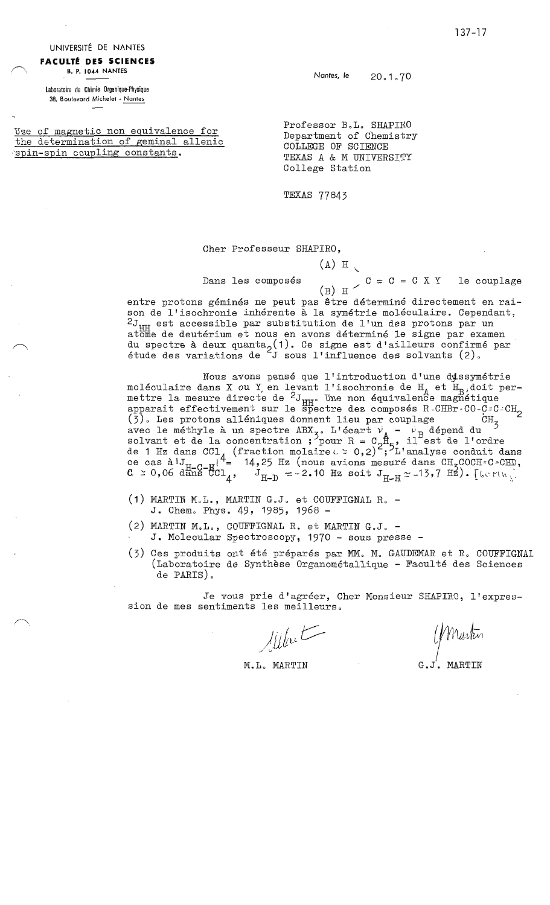UNIVERSITÉ DE NANTES

**FACULTÉ DES SCIENCES**

B. P. 1044 NANTES

Laboratoire de Chimie Organique-Physique
38, Boulevard Michelet - Nantes

Nantes, le 20.1.70

Use of magnetic non equivalence for the determination of geminal allenic spin-spin coupling constants.

Professor B.L. SHAPIRO
Department of Chemistry
COLLEGE OF SCIENCE
TEXAS A & M UNIVERSITY
College Station

TEXAS 77843

Cher Professeur SHAPIRO,

Dans les composés $(A)\,H\diagdown\!\!\diagup(B)\,H$ $C = C = C\,X\,Y$ le couplage entre protons géminés ne peut pas être déterminé directement en raison de l'isochronie inhérente à la symétrie moléculaire. Cependant, $^2J_{HH}$ est accessible par substitution de l'un des protons par un atome de deutérium et nous en avons déterminé le signe par examen du spectre à deux quanta (1). Ce signe est d'ailleurs confirmé par étude des variations de $^2J$ sous l'influence des solvants (2).

Nous avons pensé que l'introduction d'une dyssymétrie moléculaire dans X ou Y, en levant l'isochronie de $H_A$ et $H_B$, doit permettre la mesure directe de $^2J_{HH}$. Une non équivalence magnétique apparait effectivement sur le spectre des composés $R\text{-}CHBr\text{-}CO\text{-}C(CH_3)\text{=}C\text{=}CH_2$ (3). Les protons alléniques donnent lieu par couplage avec le méthyle à un spectre $ABX_3$. L'écart $\nu_A - \nu_B$ dépend du solvant et de la concentration ; pour $R = C_2H_5$, il est de l'ordre de 1 Hz dans $CCl_4$ (fraction molaire $c \simeq 0{,}2$) ; L'analyse conduit dans ce cas à $|^4J_{H-C-H}| = 14{,}25$ Hz (nous avions mesuré dans $CH_3COCH\text{=}C\text{=}CHD$, $c \simeq 0{,}06$ dans $CCl_4$, $J_{H-D} \simeq -2.10$ Hz soit $J_{H-H} \simeq -13{,}7$ Hz). [60 MHz]

(1) MARTIN M.L., MARTIN G.J. et COUFFIGNAL R. - J. Chem. Phys. 49, 1985, 1968 -

(2) MARTIN M.L., COUFFIGNAL R. et MARTIN G.J. - J. Molecular Spectroscopy, 1970 - sous presse -

(3) Ces produits ont été préparés par MM. M. GAUDEMAR et R. COUFFIGNAL (Laboratoire de Synthèse Organométallique - Faculté des Sciences de PARIS).

Je vous prie d'agréer, Cher Monsieur SHAPIRO, l'expression de mes sentiments les meilleurs.

M.L. MARTIN G.J. MARTIN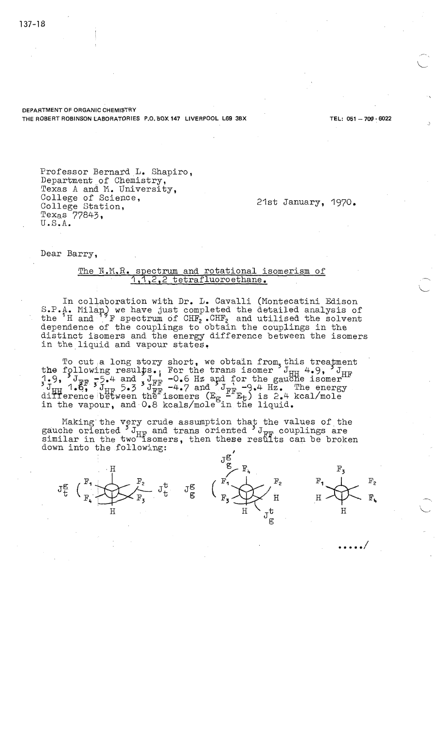137-18

DEPARTMENT OF ORGANIC CHEMISTRY
THE ROBERT ROBINSON LABORATORIES P.O. BOX 147 LIVERPOOL L69 3BX

TEL: 051 – 709 - 6022

Professor Bernard L. Shapiro,
Department of Chemistry,
Texas A and M. University,
College of Science,
College Station,
Texas 77843,
U.S.A.

21st January, 1970.

Dear Barry,

The N.M.R. spectrum and rotational isomerism of 1,1,2,2 tetrafluoroethane.

In collaboration with Dr. L. Cavalli (Montecatini Edison S.P.A. Milan) we have just completed the detailed analysis of the $^1H$ and $^{19}F$ spectrum of $CHF_2.CHF_2$ and utilised the solvent dependence of the couplings to obtain the couplings in the distinct isomers and the energy difference between the isomers in the liquid and vapour states.

To cut a long story short, we obtain from this treatment the following results. For the trans isomer $^3J_{HH}$ 4.9, $^3J_{HF}$ 1.9, $^3J_{FF}$ -5.4 and $^3J_{FF}$ -0.6 Hz and for the gauche isomer $^3J_{HH}$ 1.6, $^3J_{HF}$ 5.3 $^3J_{FF}$ -4.7 and $^3J_{FF}'$ -9.4 Hz. The energy difference between the isomers ($E_g - E_t$) is 2.4 kcal/mole in the vapour, and 0.8 kcals/mole in the liquid.

Making the very crude assumption that the values of the gauche oriented $^3J_{HF}$ and trans oriented $^3J_{FF}$ couplings are similar in the two isomers, then these results can be broken down into the following:

$J^g_t$ F1 H F2 F4 F3 H $J^t_t$ $J^g_g$ $J^{g'}_g$ F4 F1 F2 F3 H H $J^t_g$ F3 F1 F2 H F4 H

...../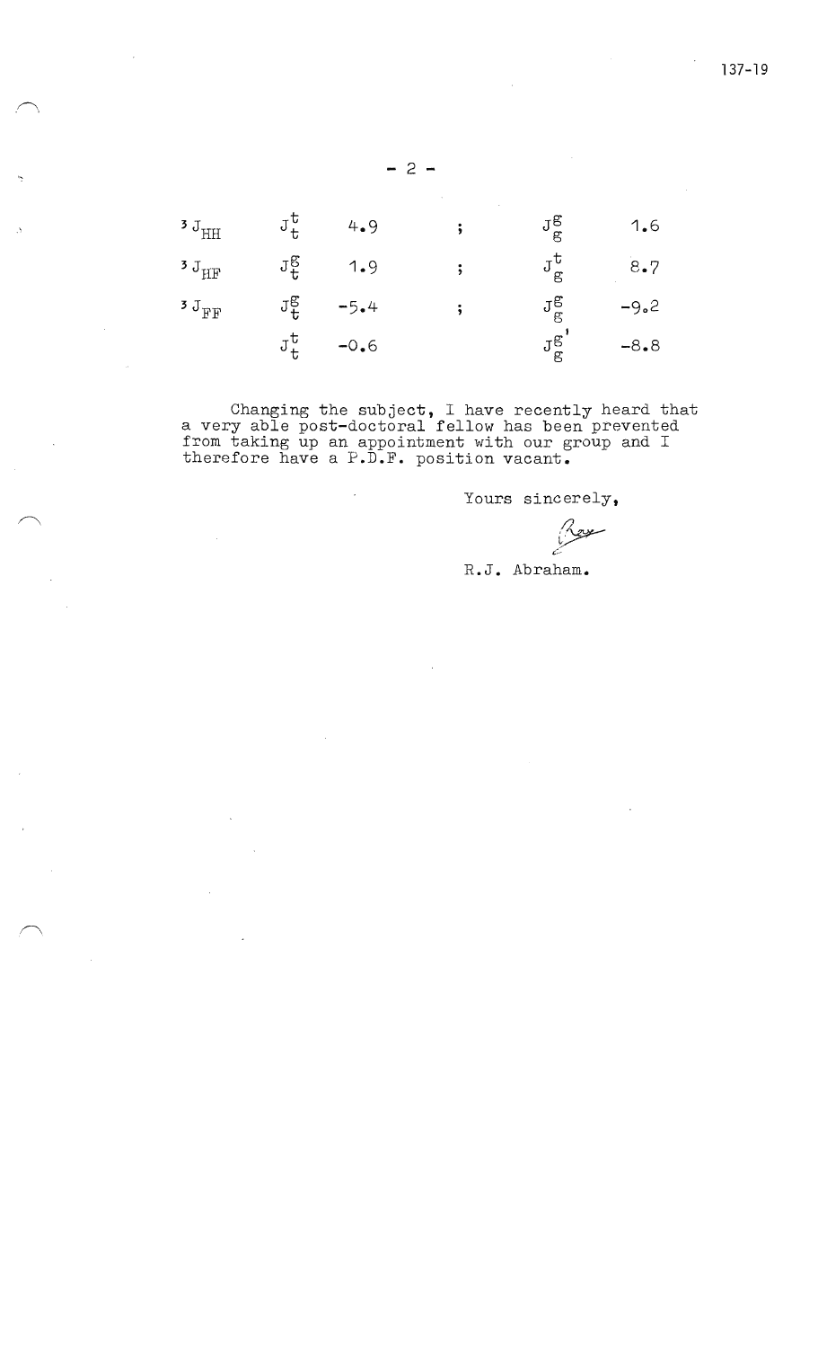| | | | | | |
|---|---|---|---|---|---|
| $^3J_{HH}$ | $J_t^t$ | 4.9 | ; | $J_g^g$ | 1.6 |
| $^3J_{HF}$ | $J_t^g$ | 1.9 | ; | $J_g^t$ | 8.7 |
| $^3J_{FF}$ | $J_t^g$ | −5.4 | ; | $J_g^g$ | −9.2 |
| | $J_t^t$ | −0.6 | | $J_g^{g'}$ | −8.8 |

Changing the subject, I have recently heard that a very able post-doctoral fellow has been prevented from taking up an appointment with our group and I therefore have a P.D.F. position vacant.

Yours sincerely,

Ray

R.J. Abraham.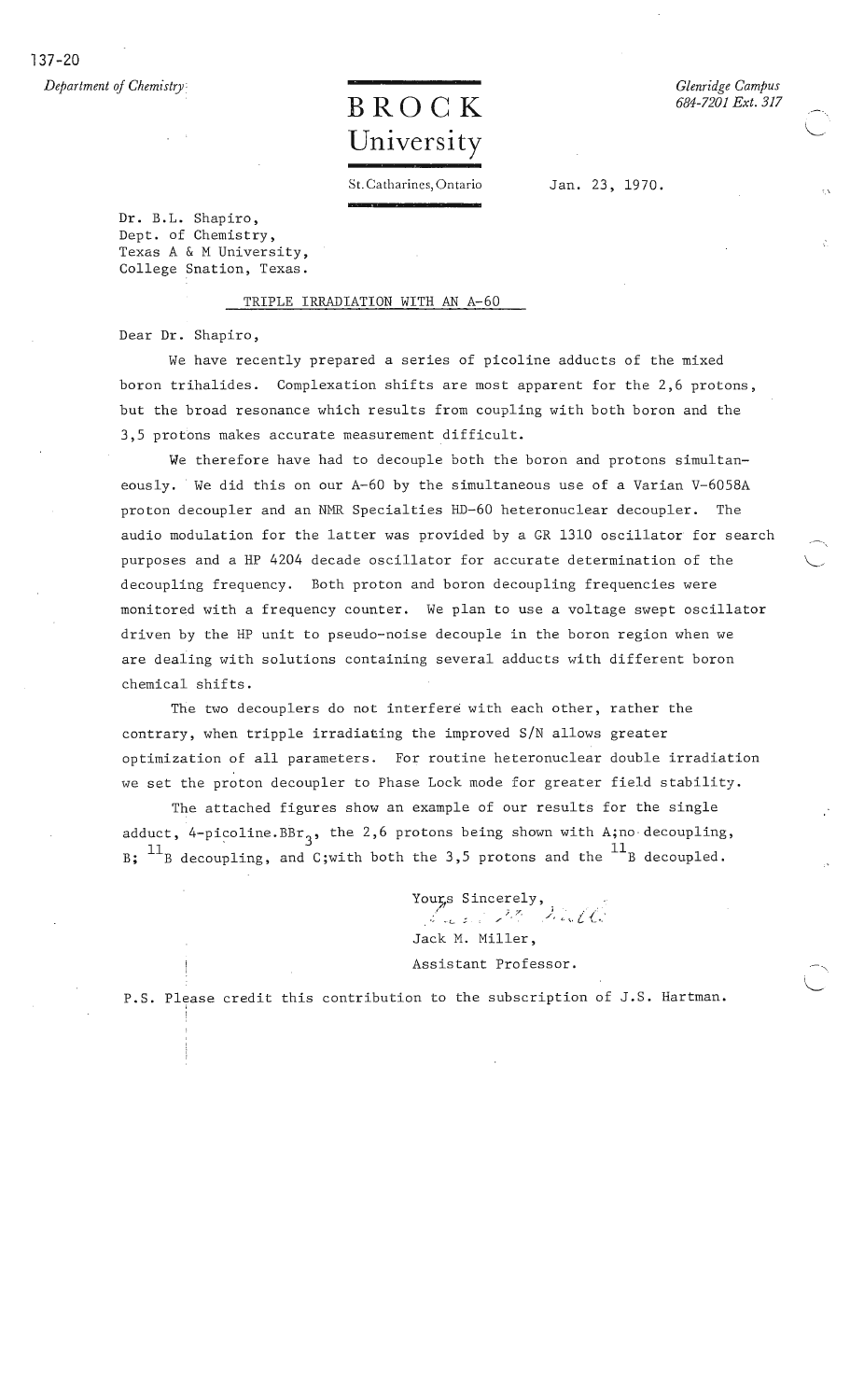137-20

*Department of Chemistry*

**BROCK University**

St. Catharines, Ontario

*Glenridge Campus*
*684-7201 Ext. 317*

Jan. 23, 1970.

Dr. B.L. Shapiro,
Dept. of Chemistry,
Texas A & M University,
College Snation, Texas.

## TRIPLE IRRADIATION WITH AN A-60

Dear Dr. Shapiro,

We have recently prepared a series of picoline adducts of the mixed boron trihalides. Complexation shifts are most apparent for the 2,6 protons, but the broad resonance which results from coupling with both boron and the 3,5 protons makes accurate measurement difficult.

We therefore have had to decouple both the boron and protons simultaneously. We did this on our A-60 by the simultaneous use of a Varian V-6058A proton decoupler and an NMR Specialties HD-60 heteronuclear decoupler. The audio modulation for the latter was provided by a GR 1310 oscillator for search purposes and a HP 4204 decade oscillator for accurate determination of the decoupling frequency. Both proton and boron decoupling frequencies were monitored with a frequency counter. We plan to use a voltage swept oscillator driven by the HP unit to pseudo-noise decouple in the boron region when we are dealing with solutions containing several adducts with different boron chemical shifts.

The two decouplers do not interfere with each other, rather the contrary, when tripple irradiating the improved S/N allows greater optimization of all parameters. For routine heteronuclear double irradiation we set the proton decoupler to Phase Lock mode for greater field stability.

The attached figures show an example of our results for the single adduct, 4-picoline.$BBr_3$, the 2,6 protons being shown with A;no decoupling, B; $^{11}B$ decoupling, and C;with both the 3,5 protons and the $^{11}B$ decoupled.

Yours Sincerely,

Jack M. Miller,

Assistant Professor.

P.S. Please credit this contribution to the subscription of J.S. Hartman.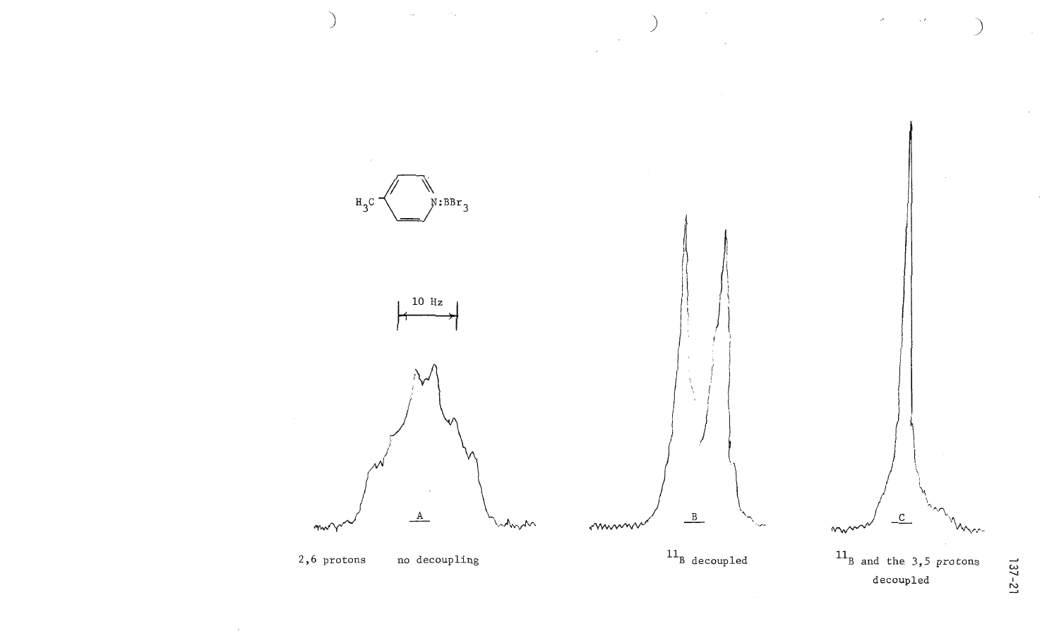$H_3C$ N:$BBr_3$

10 Hz

A

B

C

2,6 protons    no decoupling

$^{11}B$ decoupled

$^{11}B$ and the 3,5 *protons* decoupled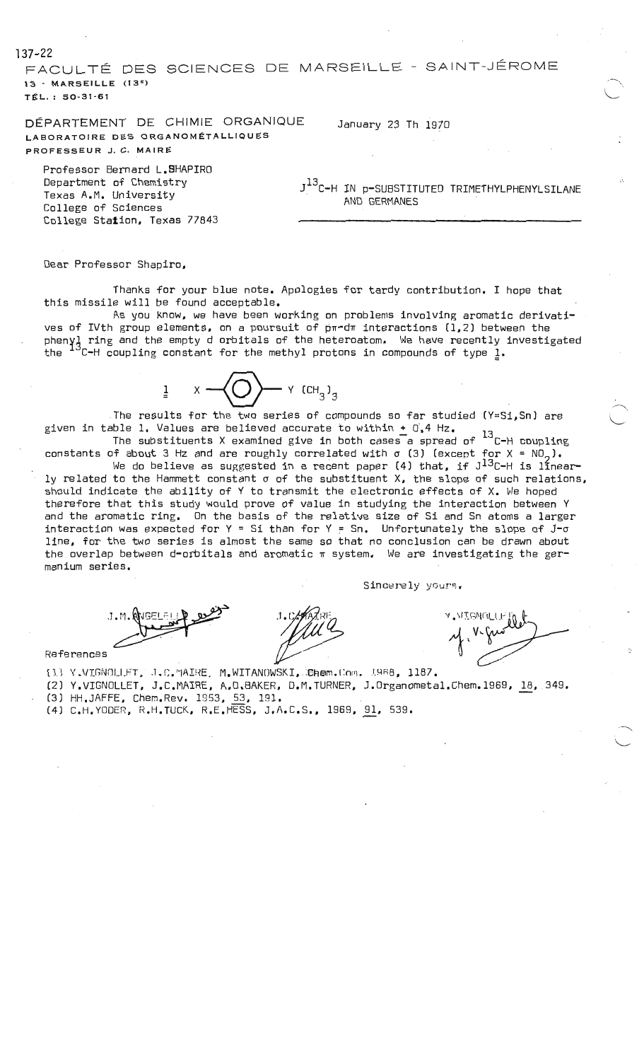137-22

FACULTÉ DES SCIENCES DE MARSEILLE - SAINT-JÉROME

13 - MARSEILLE (13e)

TÉL. : 50-31-61

DÉPARTEMENT DE CHIMIE ORGANIQUE

LABORATOIRE DES ORGANOMÉTALLIQUES

PROFESSEUR J. C. MAIRE

January 23 Th 1970

Professor Bernard L.SHAPIRO
Department of Chemistry
Texas A.M. University
College of Sciences
College Station, Texas 77843

$J^{13}$C-H IN p-SUBSTITUTED TRIMETHYLPHENYLSILANE AND GERMANES

Dear Professor Shapiro,

Thanks for your blue note. Apologies for tardy contribution. I hope that this missile will be found acceptable.

As you know, we have been working on problems involving aromatic derivatives of IVth group elements, on a poursuit of pπ-dπ interactions (1,2) between the phenyl ring and the empty d orbitals of the heteroatom. We have recently investigated the $^{13}$C-H coupling constant for the methyl protons in compounds of type 1.

1 X—⟨phenyl⟩—Y $(CH_3)_3$

The results for the two series of compounds so far studied (Y=Si,Sn) are given in table 1. Values are believed accurate to within ± 0.4 Hz.

The substituents X examined give in both cases a spread of $^{13}$C-H coupling constants of about 3 Hz and are roughly correlated with σ (3) (except for X = $NO_2$).

We do believe as suggested in a recent paper (4) that, if $J^{13}$C-H is linearly related to the Hammett constant σ of the substituent X, the slope of such relations, should indicate the ability of Y to transmit the electronic effects of X. We hoped therefore that this study would prove of value in studying the interaction between Y and the aromatic ring. On the basis of the relative size of Si and Sn atoms a larger interaction was expected for Y = Si than for Y = Sn. Unfortunately the slope of J-σ line, for the two series is almost the same so that no conclusion can be drawn about the overlap between d-orbitals and aromatic π system. We are investigating the germanium series.

Sincerely yours,

J.M. ANGELELLI J.C. MAIRE Y. VIGNOLLET

References

(1) Y.VIGNOLLET, J.C.MAIRE, M.WITANOWSKI, Chem.Com. 1968, 1187.
(2) Y.VIGNOLLET, J.C.MAIRE, A.O.BAKER, D.M.TURNER, J.Organometal.Chem.1969, 18, 349.
(3) HH.JAFFE, Chem.Rev. 1953, 53, 191.
(4) C.H.YODER, R.H.TUCK, R.E.HESS, J.A.C.S., 1969, 91, 539.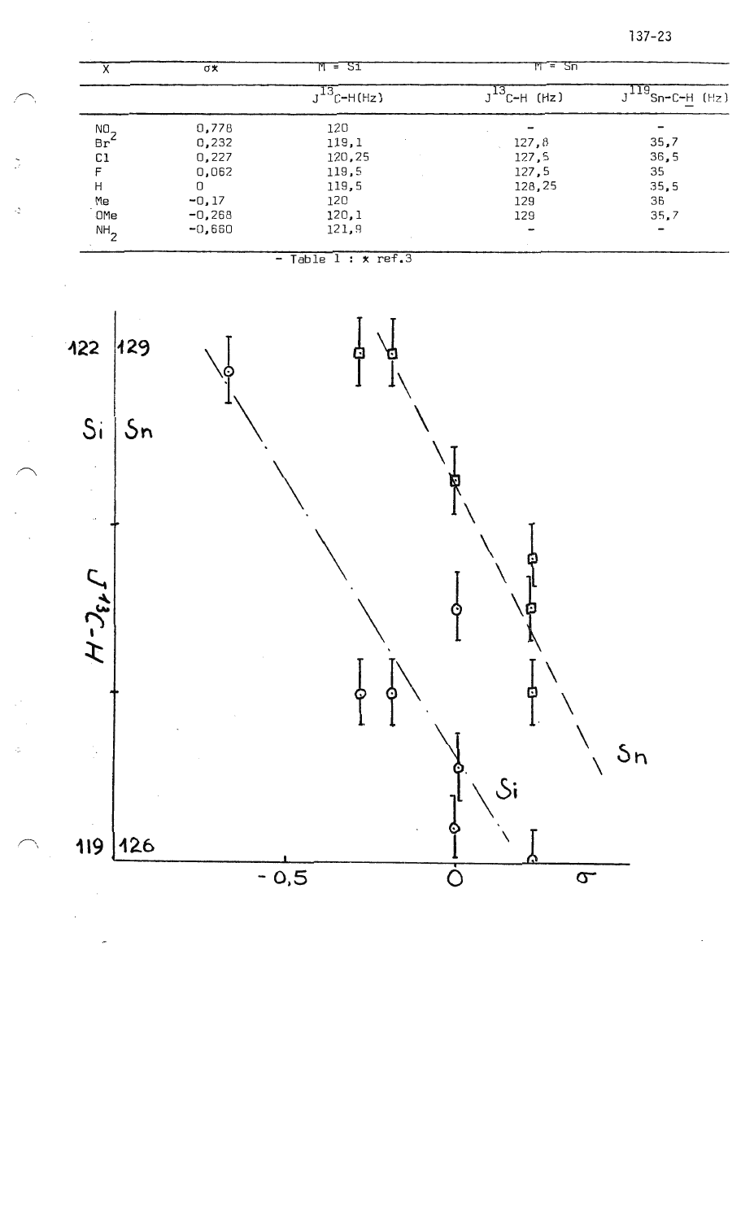| X | σ* | M = Si | M = Sn | |
|---|---|---|---|---|
| | | $J^{13}C\text{-}H$ (Hz) | $J^{13}C\text{-}H$ (Hz) | $J^{119}Sn\text{-}C\text{-}\underline{H}$ (Hz) |
| $NO_2$ | 0,778 | 120 | - | - |
| Br | 0,232 | 119,1 | 127,8 | 35,7 |
| Cl | 0,227 | 120,25 | 127,5 | 36,5 |
| F | 0,062 | 119,5 | 127,5 | 35 |
| H | 0 | 119,5 | 128,25 | 35,5 |
| Me | -0,17 | 120 | 129 | 36 |
| OMe | -0,268 | 120,1 | 129 | 35,7 |
| $NH_2$ | -0,660 | 121,9 | - | - |

- Table 1 : * ref.3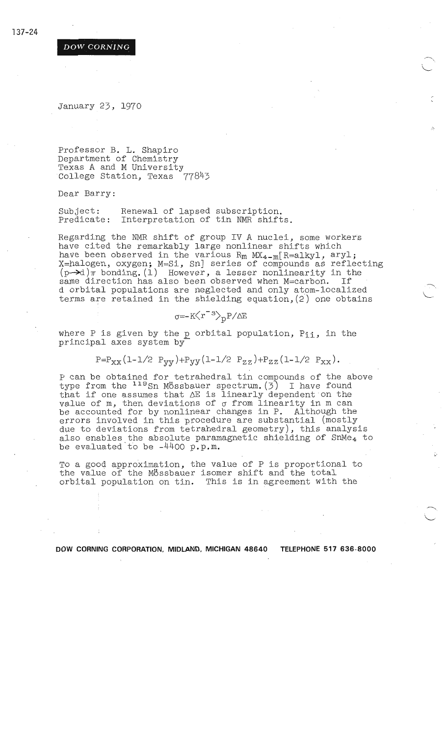DOW CORNING

January 23, 1970

Professor B. L. Shapiro
Department of Chemistry
Texas A and M University
College Station, Texas 77843

Dear Barry:

Subject: Renewal of lapsed subscription.
Predicate: Interpretation of tin NMR shifts.

Regarding the NMR shift of group IV A nuclei, some workers have cited the remarkably large nonlinear shifts which have been observed in the various $R_m MX_{4-m}$[R=alkyl, aryl; X=halogen, oxygen; M=Si, Sn] series of compounds as reflecting $(p \rightarrow d)\pi$ bonding. (1) However, a lesser nonlinearity in the same direction has also been observed when M=carbon. If d orbital populations are neglected and only atom-localized terms are retained in the shielding equation, (2) one obtains

$$\sigma = -K \langle r^{-3} \rangle_p P / \Delta E$$

where P is given by the p orbital population, $P_{ii}$, in the principal axes system by

$$P = P_{xx}(1 - 1/2\ P_{yy}) + P_{yy}(1 - 1/2\ P_{zz}) + P_{zz}(1 - 1/2\ P_{xx}).$$

P can be obtained for tetrahedral tin compounds of the above type from the $^{119}Sn$ Mössbauer spectrum. (3) I have found that if one assumes that $\Delta E$ is linearly dependent on the value of m, then deviations of $\sigma$ from linearity in m can be accounted for by nonlinear changes in P. Although the errors involved in this procedure are substantial (mostly due to deviations from tetrahedral geometry), this analysis also enables the absolute paramagnetic shielding of $SnMe_4$ to be evaluated to be -4400 p.p.m.

To a good approximation, the value of P is proportional to the value of the Mössbauer isomer shift and the total orbital population on tin. This is in agreement with the

DOW CORNING CORPORATION, MIDLAND, MICHIGAN 48640 TELEPHONE 517 636-8000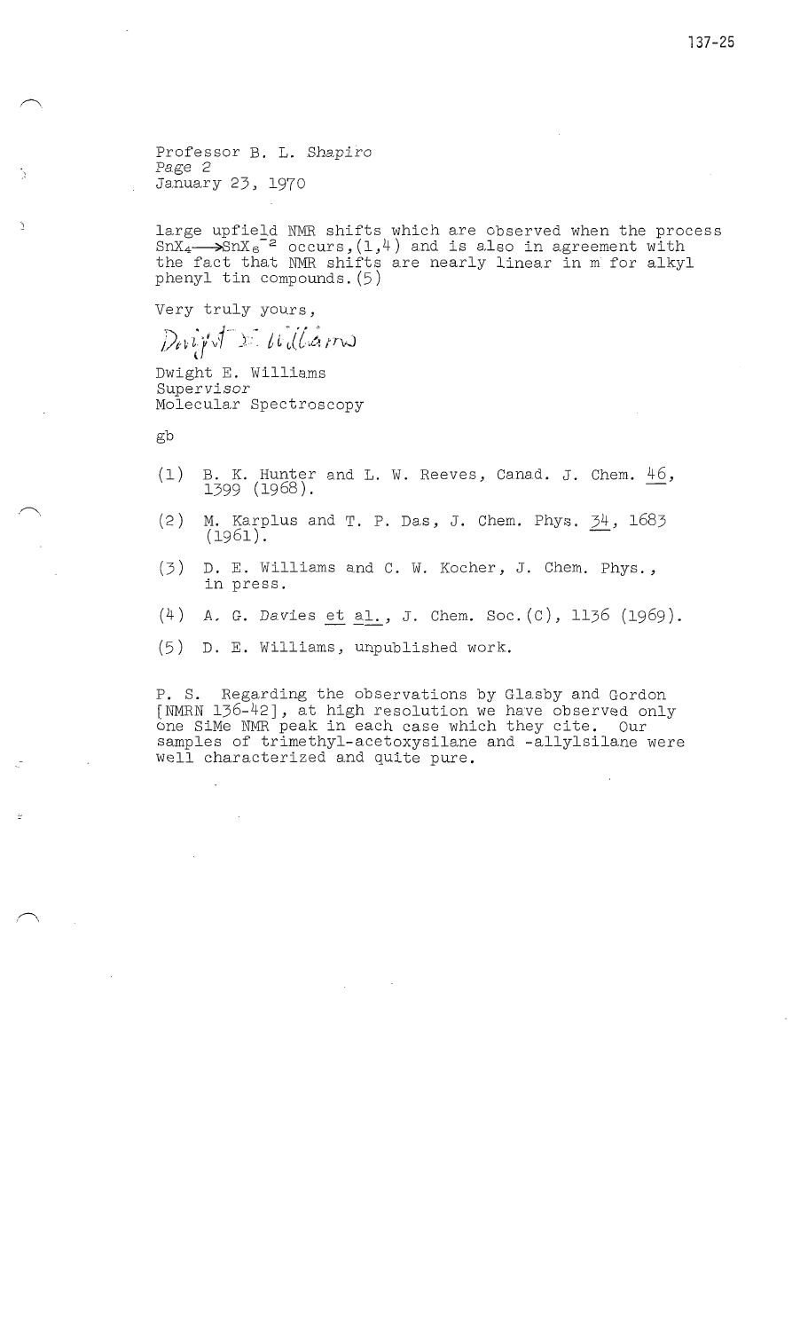Professor B. L. Shapiro
Page 2
January 23, 1970

large upfield NMR shifts which are observed when the process $SnX_4 \longrightarrow SnX_6^{-2}$ occurs,(1,4) and is also in agreement with the fact that NMR shifts are nearly linear in m for alkyl phenyl tin compounds.(5)

Very truly yours,

Dwight E. Williams

Dwight E. Williams
Supervisor
Molecular Spectroscopy

gb

(1) B. K. Hunter and L. W. Reeves, Canad. J. Chem. 46, 1399 (1968).

(2) M. Karplus and T. P. Das, J. Chem. Phys. 34, 1683 (1961).

(3) D. E. Williams and C. W. Kocher, J. Chem. Phys., in press.

(4) A. G. Davies et al., J. Chem. Soc.(C), 1136 (1969).

(5) D. E. Williams, unpublished work.

P. S. Regarding the observations by Glasby and Gordon [NMRN 136-42], at high resolution we have observed only one SiMe NMR peak in each case which they cite. Our samples of trimethyl-acetoxysilane and -allylsilane were well characterized and quite pure.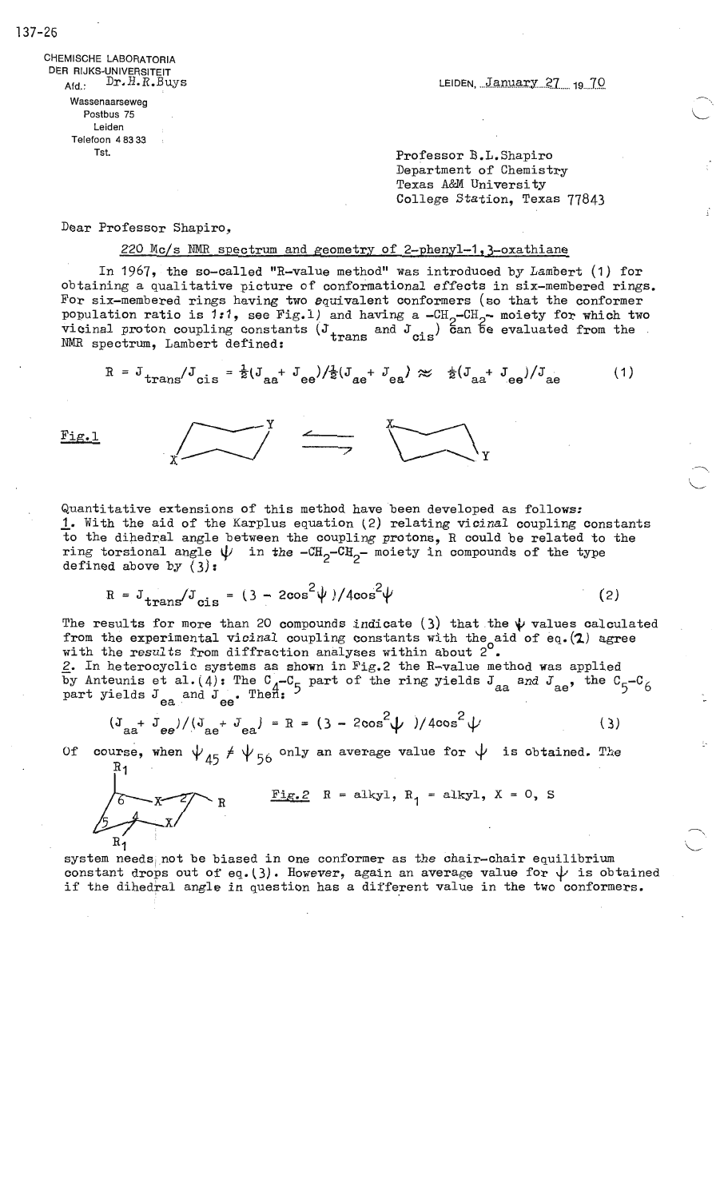137-26

CHEMISCHE LABORATORIA
DER RIJKS-UNIVERSITEIT
Afd.: Dr. H.R.Buys

Wassenaarseweg
Postbus 75
Leiden
Telefoon 4 83 33
Tst.

LEIDEN, January 27 1970

Professor B.L.Shapiro
Department of Chemistry
Texas A&M University
College Station, Texas 77843

Dear Professor Shapiro,

220 Mc/s NMR spectrum and geometry of 2-phenyl-1,3-oxathiane

In 1967, the so-called "R-value method" was introduced by Lambert (1) for obtaining a qualitative picture of conformational effects in six-membered rings. For six-membered rings having two equivalent conformers (so that the conformer population ratio is 1:1, see Fig.1) and having a $-CH_2-CH_2-$ moiety for which two vicinal proton coupling constants ($J_{trans}$ and $J_{cis}$) can be evaluated from the NMR spectrum, Lambert defined:

$$R = J_{trans}/J_{cis} = \tfrac{1}{2}(J_{aa} + J_{ee})/\tfrac{1}{2}(J_{ae} + J_{ea}) \approx \tfrac{1}{2}(J_{aa} + J_{ee})/J_{ae} \qquad (1)$$

Fig.1

Quantitative extensions of this method have been developed as follows:

1. With the aid of the Karplus equation (2) relating vicinal coupling constants to the dihedral angle between the coupling protons, R could be related to the ring torsional angle $\psi$ in the $-CH_2-CH_2-$ moiety in compounds of the type defined above by (3):

$$R = J_{trans}/J_{cis} = (3 - 2\cos^2\psi)/4\cos^2\psi \qquad (2)$$

The results for more than 20 compounds indicate (3) that the $\psi$ values calculated from the experimental vicinal coupling constants with the aid of eq.(2) agree with the results from diffraction analyses within about 2°.

2. In heterocyclic systems as shown in Fig.2 the R-value method was applied by Anteunis et al.(4): The $C_4-C_5$ part of the ring yields $J_{aa}$ and $J_{ae}$, the $C_5-C_6$ part yields $J_{ea}$ and $J_{ee}$. Then:

$$(J_{aa} + J_{ee})/(J_{ae} + J_{ea}) = R = (3 - 2\cos^2\psi)/4\cos^2\psi \qquad (3)$$

Of course, when $\psi_{45} \neq \psi_{56}$ only an average value for $\psi$ is obtained. The system needs not be biased in one conformer as the chair-chair equilibrium constant drops out of eq.(3). However, again an average value for $\psi$ is obtained if the dihedral angle in question has a different value in the two conformers.

Fig.2 R = alkyl, $R_1$ = alkyl, X = O, S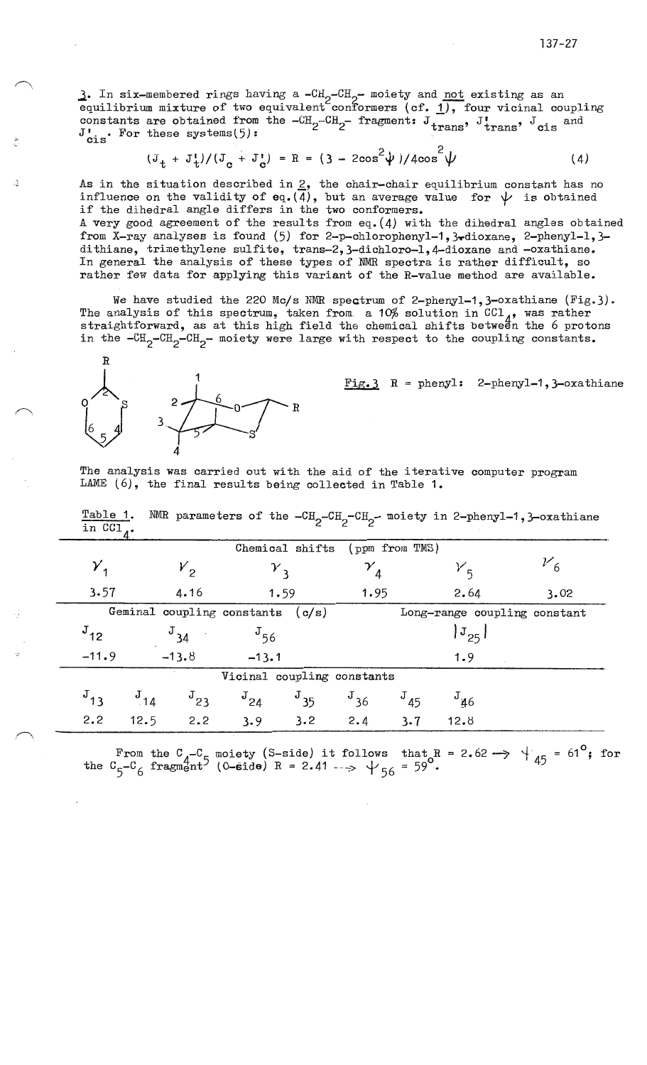3. In six-membered rings having a $-CH_2-CH_2-$ moiety and not existing as an equilibrium mixture of two equivalent conformers (cf. 1), four vicinal coupling constants are obtained from the $-CH_2-CH_2-$ fragment: $J_{trans}$, $J'_{trans}$, $J_{cis}$ and $J'_{cis}$. For these systems(5):

$$(J_t + J'_t)/(J_c + J'_c) = R = (3 - 2\cos^2\psi)/4\cos^2\psi \tag{4}$$

As in the situation described in 2, the chair-chair equilibrium constant has no influence on the validity of eq.(4), but an average value for $\psi$ is obtained if the dihedral angle differs in the two conformers.
A very good agreement of the results from eq.(4) with the dihedral angles obtained from X-ray analyses is found (5) for 2-p-chlorophenyl-1,3-dioxane, 2-phenyl-1,3-dithiane, trimethylene sulfite, trans-2,3-dichloro-1,4-dioxane and -oxathiane. In general the analysis of these types of NMR spectra is rather difficult, so rather few data for applying this variant of the R-value method are available.

We have studied the 220 Mc/s NMR spectrum of 2-phenyl-1,3-oxathiane (Fig.3). The analysis of this spectrum, taken from a 10% solution in $CCl_4$, was rather straightforward, as at this high field the chemical shifts between the 6 protons in the $-CH_2-CH_2-CH_2-$ moiety were large with respect to the coupling constants.

Fig.3 R = phenyl: 2-phenyl-1,3-oxathiane

The analysis was carried out with the aid of the iterative computer program LAME (6), the final results being collected in Table 1.

Table 1. NMR parameters of the $-CH_2-CH_2-CH_2-$ moiety in 2-phenyl-1,3-oxathiane in $CCl_4$.

| Chemical shifts (ppm from TMS) | | | | | | | |
|---|---|---|---|---|---|---|---|
| $\nu_1$ | $\nu_2$ | $\nu_3$ | $\nu_4$ | $\nu_5$ | $\nu_6$ | | |
| 3.57 | 4.16 | 1.59 | 1.95 | 2.64 | 3.02 | | |
| Geminal coupling constants (c/s) | | | | Long-range coupling constant | | | |
| $J_{12}$ | $J_{34}$ | $J_{56}$ | | $\|J_{25}\|$ | | | |
| -11.9 | -13.8 | -13.1 | | 1.9 | | | |
| Vicinal coupling constants | | | | | | | |
| $J_{13}$ | $J_{14}$ | $J_{23}$ | $J_{24}$ | $J_{35}$ | $J_{36}$ | $J_{45}$ | $J_{46}$ |
| 2.2 | 12.5 | 2.2 | 3.9 | 3.2 | 2.4 | 3.7 | 12.8 |

From the $C_4$-$C_5$ moiety (S-side) it follows that $R = 2.62 \rightarrow \psi_{45} = 61^\circ$; for the $C_5$-$C_6$ fragment (O-side) $R = 2.41 \rightarrow \psi_{56} = 59^\circ$.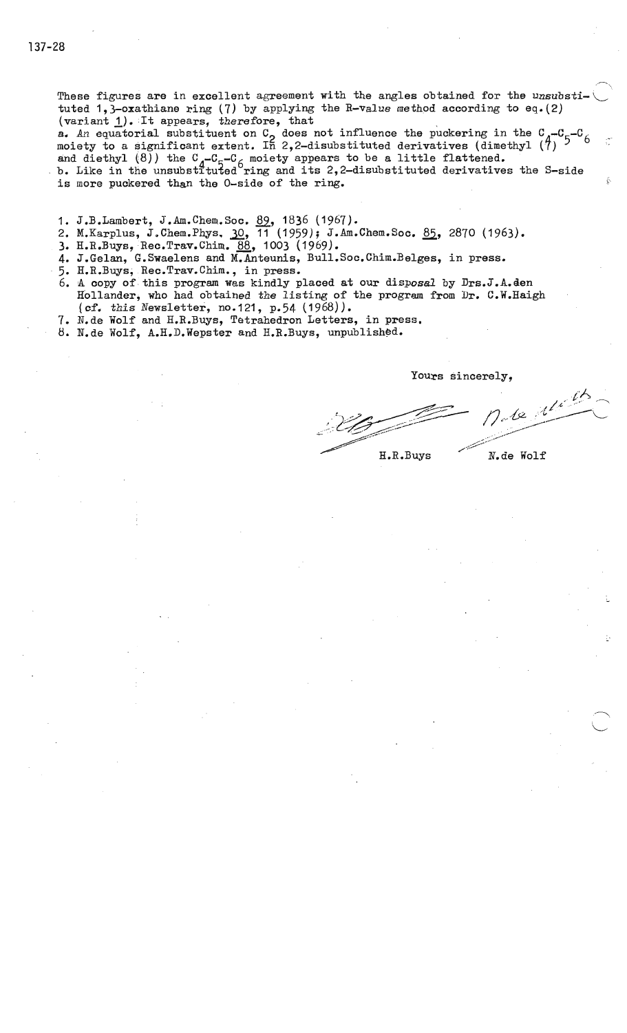These figures are in excellent agreement with the angles obtained for the *unsubstituted* 1,3-oxathiane ring (7) by applying the R-value method according to eq.(2) (variant 1). It appears, *therefore*, that

a. An equatorial substituent on $C_2$ does not influence the puckering in the $C_4$-$C_5$-$C_6$ moiety to a significant extent. In 2,2-disubstituted derivatives (dimethyl (7) and diethyl (8)) the $C_4$-$C_5$-$C_6$ moiety appears to be a little flattened.

b. Like in the unsubstituted ring and its 2,2-disubstituted derivatives the S-side is more puckered than the O-side of the ring.

1. J.B.Lambert, J.Am.Chem.Soc. 89, 1836 (1967).
2. M.Karplus, J.Chem.Phys. 30, 11 (1959); J.Am.Chem.Soc. 85, 2870 (1963).
3. H.R.Buys, Rec.Trav.Chim. 88, 1003 (1969).
4. J.Gelan, G.Swaelens and M.Anteunis, Bull.Soc.Chim.Belges, in press.
5. H.R.Buys, Rec.Trav.Chim., in press.
6. A copy of this program was kindly placed at our disposal by Drs.J.A.den Hollander, who had obtained the listing of the program from Dr. C.W.Haigh (cf. this Newsletter, no.121, p.54 (1968)).
7. N.de Wolf and H.R.Buys, Tetrahedron Letters, in press.
8. N.de Wolf, A.H.D.Wepster and H.R.Buys, unpublished.

Yours sincerely,

H.R.Buys N.de Wolf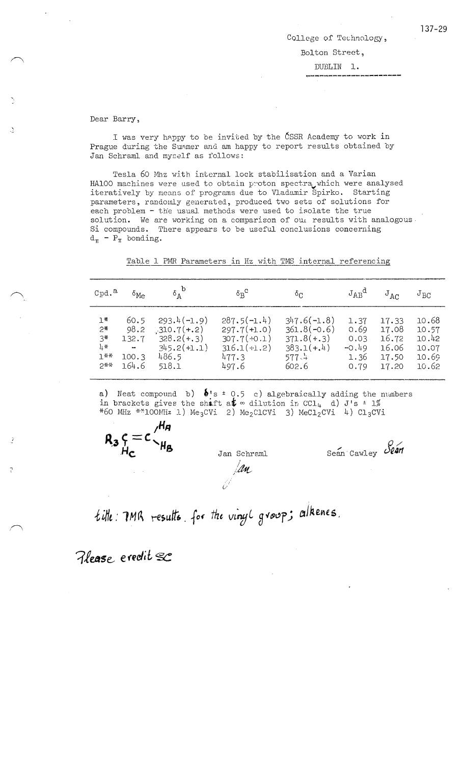College of Technology,

Bolton Street,

DUBLIN 1.

Dear Barry,

I was very happy to be invited by the ČSSR Academy to work in Prague during the Summer and am happy to report results obtained by Jan Schraml and myself as follows:

Tesla 60 Mhz with internal lock stabilisation and a Varian HA100 machines were used to obtain proton spectra which were analysed iteratively by means of programs due to Vladamir Špirko. Starting parameters, randomly generated, produced two sets of solutions for each problem - the usual methods were used to isolate the true solution. We are working on a comparison of our results with analogous Si compounds. There appears to be useful conclusions concerning $d_\pi - P_\pi$ bonding.

Table 1 PMR Parameters in Hz with TMS internal referencing

| Cpd.[a] | $\delta_{Me}$ | $\delta_A$ [b] | $\delta_B$ [c] | $\delta_C$ | $J_{AB}$ [d] | $J_{AC}$ | $J_{BC}$ |
|---|---|---|---|---|---|---|---|
| 1* | 60.5 | 293.4(-1.9) | 287.5(-1.4) | 347.6(-1.8) | 1.37 | 17.33 | 10.68 |
| 2* | 98.2 | 310.7(+.2) | 297.7(+1.0) | 361.8(-0.6) | 0.69 | 17.08 | 10.57 |
| 3* | 132.7 | 328.2(+.3) | 307.7(+0.1) | 371.8(+.3) | 0.03 | 16.72 | 10.42 |
| 4* | - | 345.2(+1.1) | 316.1(+1.2) | 383.1(+.4) | -0.49 | 16.06 | 10.07 |
| 1** | 100.3 | 486.5 | 477.3 | 577.4 | 1.36 | 17.50 | 10.69 |
| 2** | 164.6 | 518.1 | 497.6 | 602.6 | 0.79 | 17.20 | 10.62 |

a) Neat compound b) $\delta$'s ± 0.5 c) algebraically adding the numbers in brackets gives the shift at ∞ dilution in $CCl_4$ d) J's ± 1%
*60 MHz **100MHz 1) $Me_3CVi$ 2) $Me_2ClCVi$ 3) $MeCl_2CVi$ 4) $Cl_3CVi$

$R_3C(H_C)=C(H_A)H_B$

Jan Schraml

Seán Cawley

title: PMR results for the vinyl group; alkenes.

Please credit SC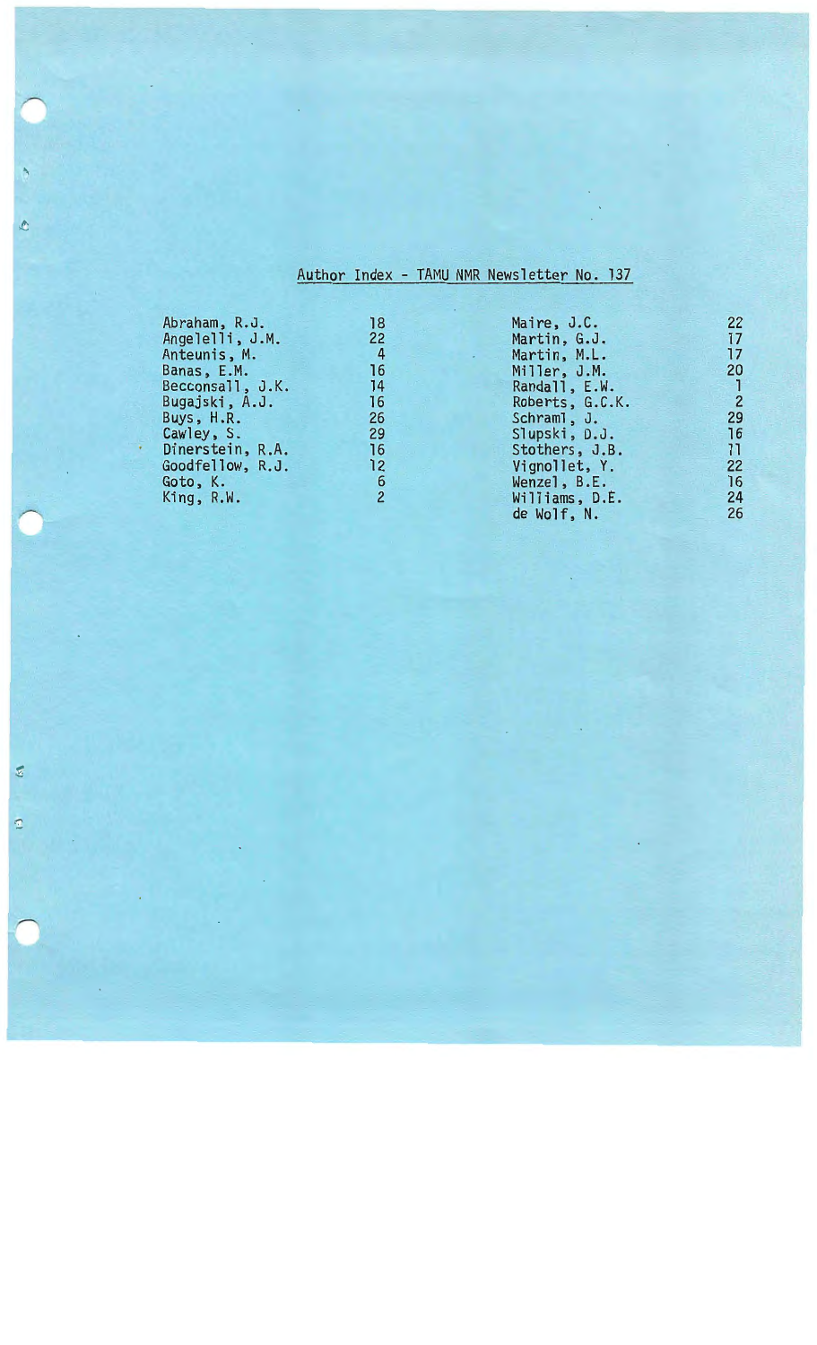## Author Index - TAMU NMR Newsletter No. 137

| | | | |
|---|---|---|---|
| Abraham, R.J. | 18 | Maire, J.C. | 22 |
| Angelelli, J.M. | 22 | Martin, G.J. | 17 |
| Anteunis, M. | 4 | Martin, M.L. | 17 |
| Banas, E.M. | 16 | Miller, J.M. | 20 |
| Becconsall, J.K. | 14 | Randall, E.W. | 1 |
| Bugajski, A.J. | 16 | Roberts, G.C.K. | 2 |
| Buys, H.R. | 26 | Schraml, J. | 29 |
| Cawley, S. | 29 | Slupski, D.J. | 16 |
| Dinerstein, R.A. | 16 | Stothers, J.B. | 11 |
| Goodfellow, R.J. | 12 | Vignollet, Y. | 22 |
| Goto, K. | 6 | Wenzel, B.E. | 16 |
| King, R.W. | 2 | Williams, D.E. | 24 |
| | | de Wolf, N. | 26 |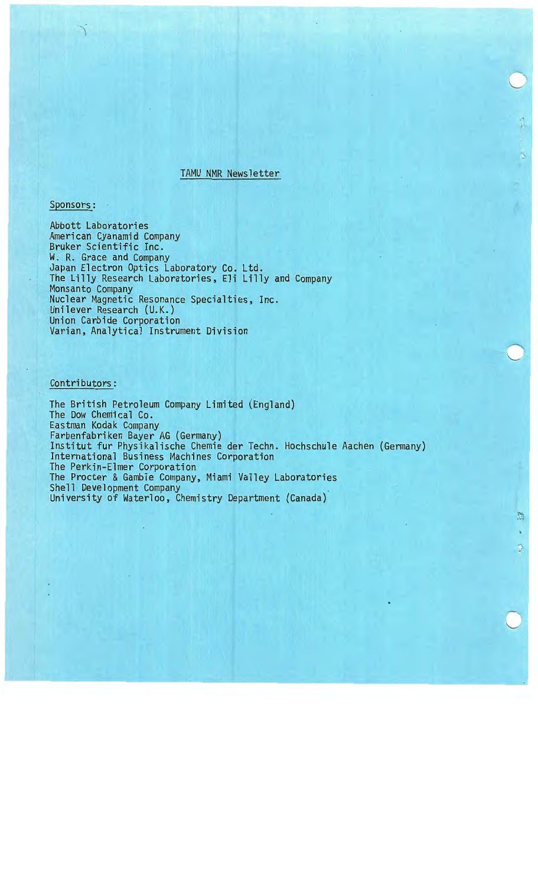# TAMU NMR Newsletter

## Sponsors:

Abbott Laboratories
American Cyanamid Company
Bruker Scientific Inc.
W. R. Grace and Company
Japan Electron Optics Laboratory Co. Ltd.
The Lilly Research Laboratories, Eli Lilly and Company
Monsanto Company
Nuclear Magnetic Resonance Specialties, Inc.
Unilever Research (U.K.)
Union Carbide Corporation
Varian, Analytical Instrument Division

## Contributors:

The British Petroleum Company Limited (England)
The Dow Chemical Co.
Eastman Kodak Company
Farbenfabriken Bayer AG (Germany)
Institut fur Physikalische Chemie der Techn. Hochschule Aachen (Germany)
International Business Machines Corporation
The Perkin-Elmer Corporation
The Procter & Gamble Company, Miami Valley Laboratories
Shell Development Company
University of Waterloo, Chemistry Department (Canada)